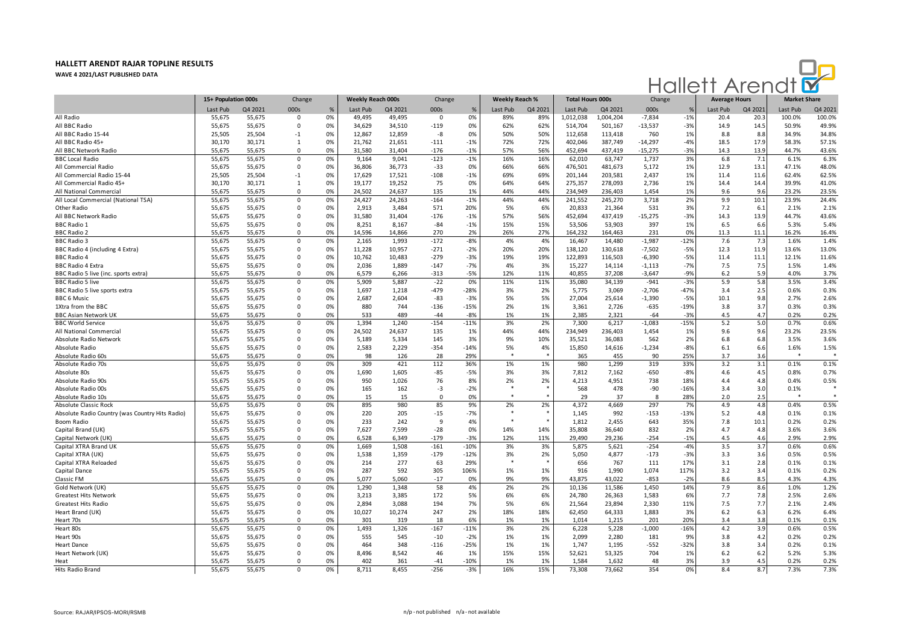# HALLETT ARENDT RAJAR TOPLINE RESULTS

**WAVE 4 2021/LAST PUBLISHED DATA**

| | 15+ Population 000s | | Change | | Weekly Reach 000s | | Change | | Weekly Reach % | | Total Hours 000s | | Change | | Average Hours | | Market Share | |
|---|---|---|---|---|---|---|---|---|---|---|---|---|---|---|---|---|---|---|
| | Last Pub | Q4 2021 | 000s | % | Last Pub | Q4 2021 | 000s | % | Last Pub | Q4 2021 | Last Pub | Q4 2021 | 000s | % | Last Pub | Q4 2021 | Last Pub | Q4 2021 |
| All Radio | 55,675 | 55,675 | 0 | 0% | 49,495 | 49,495 | 0 | 0% | 89% | 89% | 1,012,038 | 1,004,204 | -7,834 | -1% | 20.4 | 20.3 | 100.0% | 100.0% |
| All BBC Radio | 55,675 | 55,675 | 0 | 0% | 34,629 | 34,510 | -119 | 0% | 62% | 62% | 514,704 | 501,167 | -13,537 | -3% | 14.9 | 14.5 | 50.9% | 49.9% |
| All BBC Radio 15-44 | 25,505 | 25,504 | -1 | 0% | 12,867 | 12,859 | -8 | 0% | 50% | 50% | 112,658 | 113,418 | 760 | 1% | 8.8 | 8.8 | 34.9% | 34.8% |
| All BBC Radio 45+ | 30,170 | 30,171 | 1 | 0% | 21,762 | 21,651 | -111 | -1% | 72% | 72% | 402,046 | 387,749 | -14,297 | -4% | 18.5 | 17.9 | 58.3% | 57.1% |
| All BBC Network Radio | 55,675 | 55,675 | 0 | 0% | 31,580 | 31,404 | -176 | -1% | 57% | 56% | 452,694 | 437,419 | -15,275 | -3% | 14.3 | 13.9 | 44.7% | 43.6% |
| BBC Local Radio | 55,675 | 55,675 | 0 | 0% | 9,164 | 9,041 | -123 | -1% | 16% | 16% | 62,010 | 63,747 | 1,737 | 3% | 6.8 | 7.1 | 6.1% | 6.3% |
| All Commercial Radio | 55,675 | 55,675 | 0 | 0% | 36,806 | 36,773 | -33 | 0% | 66% | 66% | 476,501 | 481,673 | 5,172 | 1% | 12.9 | 13.1 | 47.1% | 48.0% |
| All Commercial Radio 15-44 | 25,505 | 25,504 | -1 | 0% | 17,629 | 17,521 | -108 | -1% | 69% | 69% | 201,144 | 203,581 | 2,437 | 1% | 11.4 | 11.6 | 62.4% | 62.5% |
| All Commercial Radio 45+ | 30,170 | 30,171 | 1 | 0% | 19,177 | 19,252 | 75 | 0% | 64% | 64% | 275,357 | 278,093 | 2,736 | 1% | 14.4 | 14.4 | 39.9% | 41.0% |
| All National Commercial | 55,675 | 55,675 | 0 | 0% | 24,502 | 24,637 | 135 | 1% | 44% | 44% | 234,949 | 236,403 | 1,454 | 1% | 9.6 | 9.6 | 23.2% | 23.5% |
| All Local Commercial (National TSA) | 55,675 | 55,675 | 0 | 0% | 24,427 | 24,263 | -164 | -1% | 44% | 44% | 241,552 | 245,270 | 3,718 | 2% | 9.9 | 10.1 | 23.9% | 24.4% |
| Other Radio | 55,675 | 55,675 | 0 | 0% | 2,913 | 3,484 | 571 | 20% | 5% | 6% | 20,833 | 21,364 | 531 | 3% | 7.2 | 6.1 | 2.1% | 2.1% |
| All BBC Network Radio | 55,675 | 55,675 | 0 | 0% | 31,580 | 31,404 | -176 | -1% | 57% | 56% | 452,694 | 437,419 | -15,275 | -3% | 14.3 | 13.9 | 44.7% | 43.6% |
| BBC Radio 1 | 55,675 | 55,675 | 0 | 0% | 8,251 | 8,167 | -84 | -1% | 15% | 15% | 53,506 | 53,903 | 397 | 1% | 6.5 | 6.6 | 5.3% | 5.4% |
| BBC Radio 2 | 55,675 | 55,675 | 0 | 0% | 14,596 | 14,866 | 270 | 2% | 26% | 27% | 164,232 | 164,463 | 231 | 0% | 11.3 | 11.1 | 16.2% | 16.4% |
| BBC Radio 3 | 55,675 | 55,675 | 0 | 0% | 2,165 | 1,993 | -172 | -8% | 4% | 4% | 16,467 | 14,480 | -1,987 | -12% | 7.6 | 7.3 | 1.6% | 1.4% |
| BBC Radio 4 (including 4 Extra) | 55,675 | 55,675 | 0 | 0% | 11,228 | 10,957 | -271 | -2% | 20% | 20% | 138,120 | 130,618 | -7,502 | -5% | 12.3 | 11.9 | 13.6% | 13.0% |
| BBC Radio 4 | 55,675 | 55,675 | 0 | 0% | 10,762 | 10,483 | -279 | -3% | 19% | 19% | 122,893 | 116,503 | -6,390 | -5% | 11.4 | 11.1 | 12.1% | 11.6% |
| BBC Radio 4 Extra | 55,675 | 55,675 | 0 | 0% | 2,036 | 1,889 | -147 | -7% | 4% | 3% | 15,227 | 14,114 | -1,113 | -7% | 7.5 | 7.5 | 1.5% | 1.4% |
| BBC Radio 5 live (inc. sports extra) | 55,675 | 55,675 | 0 | 0% | 6,579 | 6,266 | -313 | -5% | 12% | 11% | 40,855 | 37,208 | -3,647 | -9% | 6.2 | 5.9 | 4.0% | 3.7% |
| BBC Radio 5 live | 55,675 | 55,675 | 0 | 0% | 5,909 | 5,887 | -22 | 0% | 11% | 11% | 35,080 | 34,139 | -941 | -3% | 5.9 | 5.8 | 3.5% | 3.4% |
| BBC Radio 5 live sports extra | 55,675 | 55,675 | 0 | 0% | 1,697 | 1,218 | -479 | -28% | 3% | 2% | 5,775 | 3,069 | -2,706 | -47% | 3.4 | 2.5 | 0.6% | 0.3% |
| BBC 6 Music | 55,675 | 55,675 | 0 | 0% | 2,687 | 2,604 | -83 | -3% | 5% | 5% | 27,004 | 25,614 | -1,390 | -5% | 10.1 | 9.8 | 2.7% | 2.6% |
| 1Xtra from the BBC | 55,675 | 55,675 | 0 | 0% | 880 | 744 | -136 | -15% | 2% | 1% | 3,361 | 2,726 | -635 | -19% | 3.8 | 3.7 | 0.3% | 0.3% |
| BBC Asian Network UK | 55,675 | 55,675 | 0 | 0% | 533 | 489 | -44 | -8% | 1% | 1% | 2,385 | 2,321 | -64 | -3% | 4.5 | 4.7 | 0.2% | 0.2% |
| BBC World Service | 55,675 | 55,675 | 0 | 0% | 1,394 | 1,240 | -154 | -11% | 3% | 2% | 7,300 | 6,217 | -1,083 | -15% | 5.2 | 5.0 | 0.7% | 0.6% |
| All National Commercial | 55,675 | 55,675 | 0 | 0% | 24,502 | 24,637 | 135 | 1% | 44% | 44% | 234,949 | 236,403 | 1,454 | 1% | 9.6 | 9.6 | 23.2% | 23.5% |
| Absolute Radio Network | 55,675 | 55,675 | 0 | 0% | 5,189 | 5,334 | 145 | 3% | 9% | 10% | 35,521 | 36,083 | 562 | 2% | 6.8 | 6.8 | 3.5% | 3.6% |
| Absolute Radio | 55,675 | 55,675 | 0 | 0% | 2,583 | 2,229 | -354 | -14% | 5% | 4% | 15,850 | 14,616 | -1,234 | -8% | 6.1 | 6.6 | 1.6% | 1.5% |
| Absolute Radio 60s | 55,675 | 55,675 | 0 | 0% | 98 | 126 | 28 | 29% | * | * | 365 | 455 | 90 | 25% | 3.7 | 3.6 | * | * |
| Absolute Radio 70s | 55,675 | 55,675 | 0 | 0% | 309 | 421 | 112 | 36% | 1% | 1% | 980 | 1,299 | 319 | 33% | 3.2 | 3.1 | 0.1% | 0.1% |
| Absolute 80s | 55,675 | 55,675 | 0 | 0% | 1,690 | 1,605 | -85 | -5% | 3% | 3% | 7,812 | 7,162 | -650 | -8% | 4.6 | 4.5 | 0.8% | 0.7% |
| Absolute Radio 90s | 55,675 | 55,675 | 0 | 0% | 950 | 1,026 | 76 | 8% | 2% | 2% | 4,213 | 4,951 | 738 | 18% | 4.4 | 4.8 | 0.4% | 0.5% |
| Absolute Radio 00s | 55,675 | 55,675 | 0 | 0% | 165 | 162 | -3 | -2% | * | * | 568 | 478 | -90 | -16% | 3.4 | 3.0 | 0.1% | * |
| Absolute Radio 10s | 55,675 | 55,675 | 0 | 0% | 15 | 15 | 0 | 0% | * | * | 29 | 37 | 8 | 28% | 2.0 | 2.5 | * | * |
| Absolute Classic Rock | 55,675 | 55,675 | 0 | 0% | 895 | 980 | 85 | 9% | 2% | 2% | 4,372 | 4,669 | 297 | 7% | 4.9 | 4.8 | 0.4% | 0.5% |
| Absolute Radio Country (was Country Hits Radio) | 55,675 | 55,675 | 0 | 0% | 220 | 205 | -15 | -7% | * | * | 1,145 | 992 | -153 | -13% | 5.2 | 4.8 | 0.1% | 0.1% |
| Boom Radio | 55,675 | 55,675 | 0 | 0% | 233 | 242 | 9 | 4% | * | * | 1,812 | 2,455 | 643 | 35% | 7.8 | 10.1 | 0.2% | 0.2% |
| Capital Brand (UK) | 55,675 | 55,675 | 0 | 0% | 7,627 | 7,599 | -28 | 0% | 14% | 14% | 35,808 | 36,640 | 832 | 2% | 4.7 | 4.8 | 3.6% | 3.6% |
| Capital Network (UK) | 55,675 | 55,675 | 0 | 0% | 6,528 | 6,349 | -179 | -3% | 12% | 11% | 29,490 | 29,236 | -254 | -1% | 4.5 | 4.6 | 2.9% | 2.9% |
| Capital XTRA Brand UK | 55,675 | 55,675 | 0 | 0% | 1,669 | 1,508 | -161 | -10% | 3% | 3% | 5,875 | 5,621 | -254 | -4% | 3.5 | 3.7 | 0.6% | 0.6% |
| Capital XTRA (UK) | 55,675 | 55,675 | 0 | 0% | 1,538 | 1,359 | -179 | -12% | 3% | 2% | 5,050 | 4,877 | -173 | -3% | 3.3 | 3.6 | 0.5% | 0.5% |
| Capital XTRA Reloaded | 55,675 | 55,675 | 0 | 0% | 214 | 277 | 63 | 29% | * | * | 656 | 767 | 111 | 17% | 3.1 | 2.8 | 0.1% | 0.1% |
| Capital Dance | 55,675 | 55,675 | 0 | 0% | 287 | 592 | 305 | 106% | 1% | 1% | 916 | 1,990 | 1,074 | 117% | 3.2 | 3.4 | 0.1% | 0.2% |
| Classic FM | 55,675 | 55,675 | 0 | 0% | 5,077 | 5,060 | -17 | 0% | 9% | 9% | 43,875 | 43,022 | -853 | -2% | 8.6 | 8.5 | 4.3% | 4.3% |
| Gold Network (UK) | 55,675 | 55,675 | 0 | 0% | 1,290 | 1,348 | 58 | 4% | 2% | 2% | 10,136 | 11,586 | 1,450 | 14% | 7.9 | 8.6 | 1.0% | 1.2% |
| Greatest Hits Network | 55,675 | 55,675 | 0 | 0% | 3,213 | 3,385 | 172 | 5% | 6% | 6% | 24,780 | 26,363 | 1,583 | 6% | 7.7 | 7.8 | 2.5% | 2.6% |
| Greatest Hits Radio | 55,675 | 55,675 | 0 | 0% | 2,894 | 3,088 | 194 | 7% | 5% | 6% | 21,564 | 23,894 | 2,330 | 11% | 7.5 | 7.7 | 2.1% | 2.4% |
| Heart Brand (UK) | 55,675 | 55,675 | 0 | 0% | 10,027 | 10,274 | 247 | 2% | 18% | 18% | 62,450 | 64,333 | 1,883 | 3% | 6.2 | 6.3 | 6.2% | 6.4% |
| Heart 70s | 55,675 | 55,675 | 0 | 0% | 301 | 319 | 18 | 6% | 1% | 1% | 1,014 | 1,215 | 201 | 20% | 3.4 | 3.8 | 0.1% | 0.1% |
| Heart 80s | 55,675 | 55,675 | 0 | 0% | 1,493 | 1,326 | -167 | -11% | 3% | 2% | 6,228 | 5,228 | -1,000 | -16% | 4.2 | 3.9 | 0.6% | 0.5% |
| Heart 90s | 55,675 | 55,675 | 0 | 0% | 555 | 545 | -10 | -2% | 1% | 1% | 2,099 | 2,280 | 181 | 9% | 3.8 | 4.2 | 0.2% | 0.2% |
| Heart Dance | 55,675 | 55,675 | 0 | 0% | 464 | 348 | -116 | -25% | 1% | 1% | 1,747 | 1,195 | -552 | -32% | 3.8 | 3.4 | 0.2% | 0.1% |
| Heart Network (UK) | 55,675 | 55,675 | 0 | 0% | 8,496 | 8,542 | 46 | 1% | 15% | 15% | 52,621 | 53,325 | 704 | 1% | 6.2 | 6.2 | 5.2% | 5.3% |
| Heat | 55,675 | 55,675 | 0 | 0% | 402 | 361 | -41 | -10% | 1% | 1% | 1,584 | 1,632 | 48 | 3% | 3.9 | 4.5 | 0.2% | 0.2% |
| Hits Radio Brand | 55,675 | 55,675 | 0 | 0% | 8,711 | 8,455 | -256 | -3% | 16% | 15% | 73,308 | 73,662 | 354 | 0% | 8.4 | 8.7 | 7.3% | 7.3% |

Source: RAJAR/IPSOS-MORI/RSMB

n/p - not published n/a - not available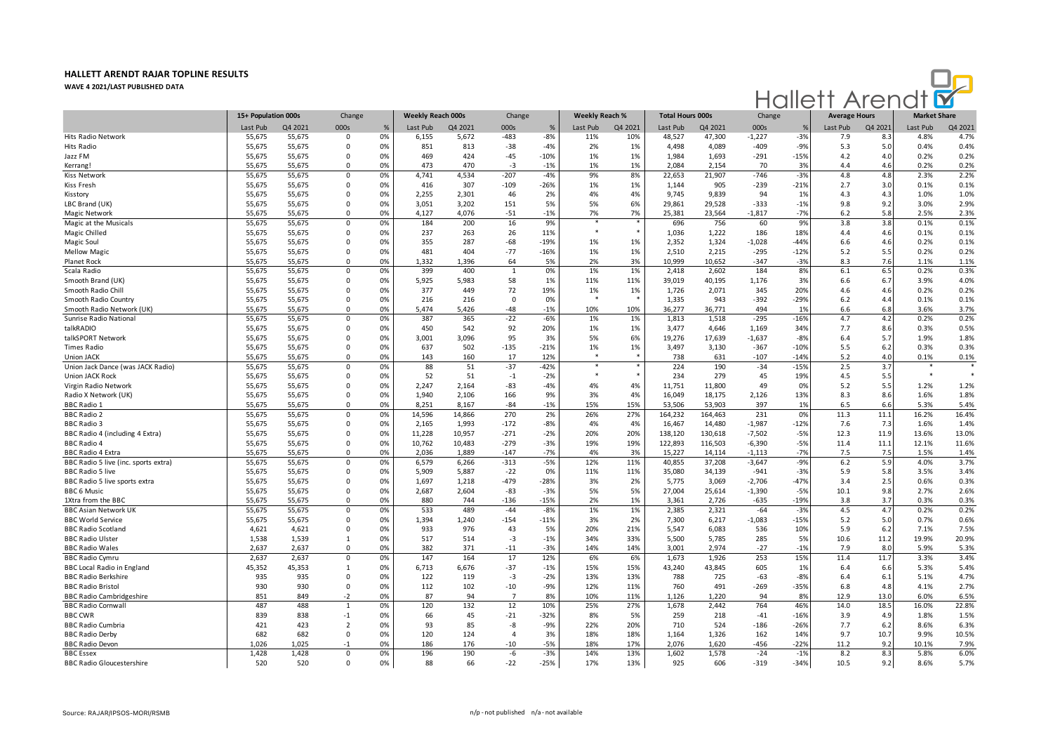# HALLETT ARENDT RAJAR TOPLINE RESULTS

**WAVE 4 2021/LAST PUBLISHED DATA**

| | 15+ Population 000s | | Change | | Weekly Reach 000s | | Change | | Weekly Reach % | | Total Hours 000s | | Change | | Average Hours | | Market Share | |
|---|---|---|---|---|---|---|---|---|---|---|---|---|---|---|---|---|---|---|
| | Last Pub | Q4 2021 | 000s | % | Last Pub | Q4 2021 | 000s | % | Last Pub | Q4 2021 | Last Pub | Q4 2021 | 000s | % | Last Pub | Q4 2021 | Last Pub | Q4 2021 |
| Hits Radio Network | 55,675 | 55,675 | 0 | 0% | 6,155 | 5,672 | -483 | -8% | 11% | 10% | 48,527 | 47,300 | -1,227 | -3% | 7.9 | 8.3 | 4.8% | 4.7% |
| Hits Radio | 55,675 | 55,675 | 0 | 0% | 851 | 813 | -38 | -4% | 2% | 1% | 4,498 | 4,089 | -409 | -9% | 5.3 | 5.0 | 0.4% | 0.4% |
| Jazz FM | 55,675 | 55,675 | 0 | 0% | 469 | 424 | -45 | -10% | 1% | 1% | 1,984 | 1,693 | -291 | -15% | 4.2 | 4.0 | 0.2% | 0.2% |
| Kerrang! | 55,675 | 55,675 | 0 | 0% | 473 | 470 | -3 | -1% | 1% | 1% | 2,084 | 2,154 | 70 | 3% | 4.4 | 4.6 | 0.2% | 0.2% |
| Kiss Network | 55,675 | 55,675 | 0 | 0% | 4,741 | 4,534 | -207 | -4% | 9% | 8% | 22,653 | 21,907 | -746 | -3% | 4.8 | 4.8 | 2.3% | 2.2% |
| Kiss Fresh | 55,675 | 55,675 | 0 | 0% | 416 | 307 | -109 | -26% | 1% | 1% | 1,144 | 905 | -239 | -21% | 2.7 | 3.0 | 0.1% | 0.1% |
| Kisstory | 55,675 | 55,675 | 0 | 0% | 2,255 | 2,301 | 46 | 2% | 4% | 4% | 9,745 | 9,839 | 94 | 1% | 4.3 | 4.3 | 1.0% | 1.0% |
| LBC Brand (UK) | 55,675 | 55,675 | 0 | 0% | 3,051 | 3,202 | 151 | 5% | 5% | 6% | 29,861 | 29,528 | -333 | -1% | 9.8 | 9.2 | 3.0% | 2.9% |
| Magic Network | 55,675 | 55,675 | 0 | 0% | 4,127 | 4,076 | -51 | -1% | 7% | 7% | 25,381 | 23,564 | -1,817 | -7% | 6.2 | 5.8 | 2.5% | 2.3% |
| Magic at the Musicals | 55,675 | 55,675 | 0 | 0% | 184 | 200 | 16 | 9% | * | * | 696 | 756 | 60 | 9% | 3.8 | 3.8 | 0.1% | 0.1% |
| Magic Chilled | 55,675 | 55,675 | 0 | 0% | 237 | 263 | 26 | 11% | * | * | 1,036 | 1,222 | 186 | 18% | 4.4 | 4.6 | 0.1% | 0.1% |
| Magic Soul | 55,675 | 55,675 | 0 | 0% | 355 | 287 | -68 | -19% | 1% | 1% | 2,352 | 1,324 | -1,028 | -44% | 6.6 | 4.6 | 0.2% | 0.1% |
| Mellow Magic | 55,675 | 55,675 | 0 | 0% | 481 | 404 | -77 | -16% | 1% | 1% | 2,510 | 2,215 | -295 | -12% | 5.2 | 5.5 | 0.2% | 0.2% |
| Planet Rock | 55,675 | 55,675 | 0 | 0% | 1,332 | 1,396 | 64 | 5% | 2% | 3% | 10,999 | 10,652 | -347 | -3% | 8.3 | 7.6 | 1.1% | 1.1% |
| Scala Radio | 55,675 | 55,675 | 0 | 0% | 399 | 400 | 1 | 0% | 1% | 1% | 2,418 | 2,602 | 184 | 8% | 6.1 | 6.5 | 0.2% | 0.3% |
| Smooth Brand (UK) | 55,675 | 55,675 | 0 | 0% | 5,925 | 5,983 | 58 | 1% | 11% | 11% | 39,019 | 40,195 | 1,176 | 3% | 6.6 | 6.7 | 3.9% | 4.0% |
| Smooth Radio Chill | 55,675 | 55,675 | 0 | 0% | 377 | 449 | 72 | 19% | 1% | 1% | 1,726 | 2,071 | 345 | 20% | 4.6 | 4.6 | 0.2% | 0.2% |
| Smooth Radio Country | 55,675 | 55,675 | 0 | 0% | 216 | 216 | 0 | 0% | * | * | 1,335 | 943 | -392 | -29% | 6.2 | 4.4 | 0.1% | 0.1% |
| Smooth Radio Network (UK) | 55,675 | 55,675 | 0 | 0% | 5,474 | 5,426 | -48 | -1% | 10% | 10% | 36,277 | 36,771 | 494 | 1% | 6.6 | 6.8 | 3.6% | 3.7% |
| Sunrise Radio National | 55,675 | 55,675 | 0 | 0% | 387 | 365 | -22 | -6% | 1% | 1% | 1,813 | 1,518 | -295 | -16% | 4.7 | 4.2 | 0.2% | 0.2% |
| talkRADIO | 55,675 | 55,675 | 0 | 0% | 450 | 542 | 92 | 20% | 1% | 1% | 3,477 | 4,646 | 1,169 | 34% | 7.7 | 8.6 | 0.3% | 0.5% |
| talkSPORT Network | 55,675 | 55,675 | 0 | 0% | 3,001 | 3,096 | 95 | 3% | 5% | 6% | 19,276 | 17,639 | -1,637 | -8% | 6.4 | 5.7 | 1.9% | 1.8% |
| Times Radio | 55,675 | 55,675 | 0 | 0% | 637 | 502 | -135 | -21% | 1% | 1% | 3,497 | 3,130 | -367 | -10% | 5.5 | 6.2 | 0.3% | 0.3% |
| Union JACK | 55,675 | 55,675 | 0 | 0% | 143 | 160 | 17 | 12% | * | * | 738 | 631 | -107 | -14% | 5.2 | 4.0 | 0.1% | 0.1% |
| Union Jack Dance (was JACK Radio) | 55,675 | 55,675 | 0 | 0% | 88 | 51 | -37 | -42% | * | * | 224 | 190 | -34 | -15% | 2.5 | 3.7 | * | * |
| Union JACK Rock | 55,675 | 55,675 | 0 | 0% | 52 | 51 | -1 | -2% | * | * | 234 | 279 | 45 | 19% | 4.5 | 5.5 | * | * |
| Virgin Radio Network | 55,675 | 55,675 | 0 | 0% | 2,247 | 2,164 | -83 | -4% | 4% | 4% | 11,751 | 11,800 | 49 | 0% | 5.2 | 5.5 | 1.2% | 1.2% |
| Radio X Network (UK) | 55,675 | 55,675 | 0 | 0% | 1,940 | 2,106 | 166 | 9% | 3% | 4% | 16,049 | 18,175 | 2,126 | 13% | 8.3 | 8.6 | 1.6% | 1.8% |
| BBC Radio 1 | 55,675 | 55,675 | 0 | 0% | 8,251 | 8,167 | -84 | -1% | 15% | 15% | 53,506 | 53,903 | 397 | 1% | 6.5 | 6.6 | 5.3% | 5.4% |
| BBC Radio 2 | 55,675 | 55,675 | 0 | 0% | 14,596 | 14,866 | 270 | 2% | 26% | 27% | 164,232 | 164,463 | 231 | 0% | 11.3 | 11.1 | 16.2% | 16.4% |
| BBC Radio 3 | 55,675 | 55,675 | 0 | 0% | 2,165 | 1,993 | -172 | -8% | 4% | 4% | 16,467 | 14,480 | -1,987 | -12% | 7.6 | 7.3 | 1.6% | 1.4% |
| BBC Radio 4 (including 4 Extra) | 55,675 | 55,675 | 0 | 0% | 11,228 | 10,957 | -271 | -2% | 20% | 20% | 138,120 | 130,618 | -7,502 | -5% | 12.3 | 11.9 | 13.6% | 13.0% |
| BBC Radio 4 | 55,675 | 55,675 | 0 | 0% | 10,762 | 10,483 | -279 | -3% | 19% | 19% | 122,893 | 116,503 | -6,390 | -5% | 11.4 | 11.1 | 12.1% | 11.6% |
| BBC Radio 4 Extra | 55,675 | 55,675 | 0 | 0% | 2,036 | 1,889 | -147 | -7% | 4% | 3% | 15,227 | 14,114 | -1,113 | -7% | 7.5 | 7.5 | 1.5% | 1.4% |
| BBC Radio 5 live (inc. sports extra) | 55,675 | 55,675 | 0 | 0% | 6,579 | 6,266 | -313 | -5% | 12% | 11% | 40,855 | 37,208 | -3,647 | -9% | 6.2 | 5.9 | 4.0% | 3.7% |
| BBC Radio 5 live | 55,675 | 55,675 | 0 | 0% | 5,909 | 5,887 | -22 | 0% | 11% | 11% | 35,080 | 34,139 | -941 | -3% | 5.9 | 5.8 | 3.5% | 3.4% |
| BBC Radio 5 live sports extra | 55,675 | 55,675 | 0 | 0% | 1,697 | 1,218 | -479 | -28% | 3% | 2% | 5,775 | 3,069 | -2,706 | -47% | 3.4 | 2.5 | 0.6% | 0.3% |
| BBC 6 Music | 55,675 | 55,675 | 0 | 0% | 2,687 | 2,604 | -83 | -3% | 5% | 5% | 27,004 | 25,614 | -1,390 | -5% | 10.1 | 9.8 | 2.7% | 2.6% |
| 1Xtra from the BBC | 55,675 | 55,675 | 0 | 0% | 880 | 744 | -136 | -15% | 2% | 1% | 3,361 | 2,726 | -635 | -19% | 3.8 | 3.7 | 0.3% | 0.3% |
| BBC Asian Network UK | 55,675 | 55,675 | 0 | 0% | 533 | 489 | -44 | -8% | 1% | 1% | 2,385 | 2,321 | -64 | -3% | 4.5 | 4.7 | 0.2% | 0.2% |
| BBC World Service | 55,675 | 55,675 | 0 | 0% | 1,394 | 1,240 | -154 | -11% | 3% | 2% | 7,300 | 6,217 | -1,083 | -15% | 5.2 | 5.0 | 0.7% | 0.6% |
| BBC Radio Scotland | 4,621 | 4,621 | 0 | 0% | 933 | 976 | 43 | 5% | 20% | 21% | 5,547 | 6,083 | 536 | 10% | 5.9 | 6.2 | 7.1% | 7.5% |
| BBC Radio Ulster | 1,538 | 1,539 | 1 | 0% | 517 | 514 | -3 | -1% | 34% | 33% | 5,500 | 5,785 | 285 | 5% | 10.6 | 11.2 | 19.9% | 20.9% |
| BBC Radio Wales | 2,637 | 2,637 | 0 | 0% | 382 | 371 | -11 | -3% | 14% | 14% | 3,001 | 2,974 | -27 | -1% | 7.9 | 8.0 | 5.9% | 5.3% |
| BBC Radio Cymru | 2,637 | 2,637 | 0 | 0% | 147 | 164 | 17 | 12% | 6% | 6% | 1,673 | 1,926 | 253 | 15% | 11.4 | 11.7 | 3.3% | 3.4% |
| BBC Local Radio in England | 45,352 | 45,353 | 1 | 0% | 6,713 | 6,676 | -37 | -1% | 15% | 15% | 43,240 | 43,845 | 605 | 1% | 6.4 | 6.6 | 5.3% | 5.4% |
| BBC Radio Berkshire | 935 | 935 | 0 | 0% | 122 | 119 | -3 | -2% | 13% | 13% | 788 | 725 | -63 | -8% | 6.4 | 6.1 | 5.1% | 4.7% |
| BBC Radio Bristol | 930 | 930 | 0 | 0% | 112 | 102 | -10 | -9% | 12% | 11% | 760 | 491 | -269 | -35% | 6.8 | 4.8 | 4.1% | 2.7% |
| BBC Radio Cambridgeshire | 851 | 849 | -2 | 0% | 87 | 94 | 7 | 8% | 10% | 11% | 1,126 | 1,220 | 94 | 8% | 12.9 | 13.0 | 6.0% | 6.5% |
| BBC Radio Cornwall | 487 | 488 | 1 | 0% | 120 | 132 | 12 | 10% | 25% | 27% | 1,678 | 2,442 | 764 | 46% | 14.0 | 18.5 | 16.0% | 22.8% |
| BBC CWR | 839 | 838 | -1 | 0% | 66 | 45 | -21 | -32% | 8% | 5% | 259 | 218 | -41 | -16% | 3.9 | 4.9 | 1.8% | 1.5% |
| BBC Radio Cumbria | 421 | 423 | 2 | 0% | 93 | 85 | -8 | -9% | 22% | 20% | 710 | 524 | -186 | -26% | 7.7 | 6.2 | 8.6% | 6.3% |
| BBC Radio Derby | 682 | 682 | 0 | 0% | 120 | 124 | 4 | 3% | 18% | 18% | 1,164 | 1,326 | 162 | 14% | 9.7 | 10.7 | 9.9% | 10.5% |
| BBC Radio Devon | 1,026 | 1,025 | -1 | 0% | 186 | 176 | -10 | -5% | 18% | 17% | 2,076 | 1,620 | -456 | -22% | 11.2 | 9.2 | 10.1% | 7.9% |
| BBC Essex | 1,428 | 1,428 | 0 | 0% | 196 | 190 | -6 | -3% | 14% | 13% | 1,602 | 1,578 | -24 | -1% | 8.2 | 8.3 | 5.8% | 6.0% |
| BBC Radio Gloucestershire | 520 | 520 | 0 | 0% | 88 | 66 | -22 | -25% | 17% | 13% | 925 | 606 | -319 | -34% | 10.5 | 9.2 | 8.6% | 5.7% |

Source: RAJAR/IPSOS-MORI/RSMB

n/p - not published n/a - not available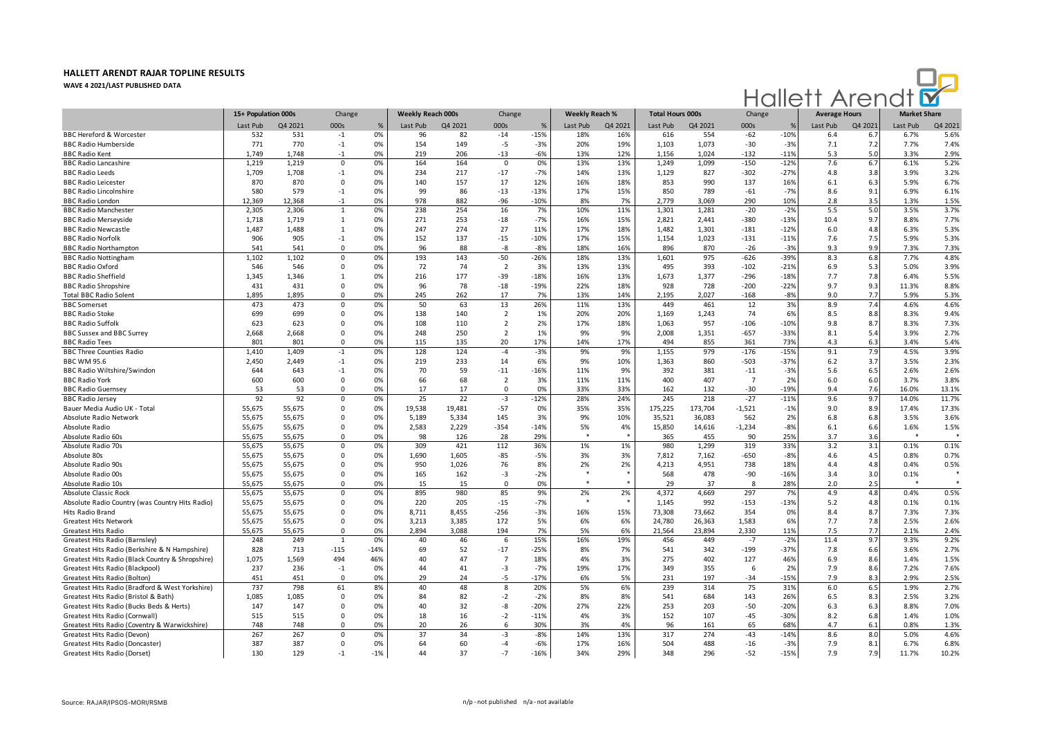# HALLETT ARENDT RAJAR TOPLINE RESULTS

**WAVE 4 2021/LAST PUBLISHED DATA**

| | 15+ Population 000s | | Change | | Weekly Reach 000s | | Change | | Weekly Reach % | | Total Hours 000s | | Change | | Average Hours | | Market Share | |
|---|---|---|---|---|---|---|---|---|---|---|---|---|---|---|---|---|---|---|
| | Last Pub | Q4 2021 | 000s | % | Last Pub | Q4 2021 | 000s | % | Last Pub | Q4 2021 | Last Pub | Q4 2021 | 000s | % | Last Pub | Q4 2021 | Last Pub | Q4 2021 |
| BBC Hereford & Worcester | 532 | 531 | -1 | 0% | 96 | 82 | -14 | -15% | 18% | 16% | 616 | 554 | -62 | -10% | 6.4 | 6.7 | 6.7% | 5.6% |
| BBC Radio Humberside | 771 | 770 | -1 | 0% | 154 | 149 | -5 | -3% | 20% | 19% | 1,103 | 1,073 | -30 | -3% | 7.1 | 7.2 | 7.7% | 7.4% |
| BBC Radio Kent | 1,749 | 1,748 | -1 | 0% | 219 | 206 | -13 | -6% | 13% | 12% | 1,156 | 1,024 | -132 | -11% | 5.3 | 5.0 | 3.3% | 2.9% |
| BBC Radio Lancashire | 1,219 | 1,219 | 0 | 0% | 164 | 164 | 0 | 0% | 13% | 13% | 1,249 | 1,099 | -150 | -12% | 7.6 | 6.7 | 6.1% | 5.2% |
| BBC Radio Leeds | 1,709 | 1,708 | -1 | 0% | 234 | 217 | -17 | -7% | 14% | 13% | 1,129 | 827 | -302 | -27% | 4.8 | 3.8 | 3.9% | 3.2% |
| BBC Radio Leicester | 870 | 870 | 0 | 0% | 140 | 157 | 17 | 12% | 16% | 18% | 853 | 990 | 137 | 16% | 6.1 | 6.3 | 5.9% | 6.7% |
| BBC Radio Lincolnshire | 580 | 579 | -1 | 0% | 99 | 86 | -13 | -13% | 17% | 15% | 850 | 789 | -61 | -7% | 8.6 | 9.1 | 6.9% | 6.1% |
| BBC Radio London | 12,369 | 12,368 | -1 | 0% | 978 | 882 | -96 | -10% | 8% | 7% | 2,779 | 3,069 | 290 | 10% | 2.8 | 3.5 | 1.3% | 1.5% |
| BBC Radio Manchester | 2,305 | 2,306 | 1 | 0% | 238 | 254 | 16 | 7% | 10% | 11% | 1,301 | 1,281 | -20 | -2% | 5.5 | 5.0 | 3.5% | 3.7% |
| BBC Radio Merseyside | 1,718 | 1,719 | 1 | 0% | 271 | 253 | -18 | -7% | 16% | 15% | 2,821 | 2,441 | -380 | -13% | 10.4 | 9.7 | 8.8% | 7.7% |
| BBC Radio Newcastle | 1,487 | 1,488 | 1 | 0% | 247 | 274 | 27 | 11% | 17% | 18% | 1,482 | 1,301 | -181 | -12% | 6.0 | 4.8 | 6.3% | 5.3% |
| BBC Radio Norfolk | 906 | 905 | -1 | 0% | 152 | 137 | -15 | -10% | 17% | 15% | 1,154 | 1,023 | -131 | -11% | 7.6 | 7.5 | 5.9% | 5.3% |
| BBC Radio Northampton | 541 | 541 | 0 | 0% | 96 | 88 | -8 | -8% | 18% | 16% | 896 | 870 | -26 | -3% | 9.3 | 9.9 | 7.3% | 7.3% |
| BBC Radio Nottingham | 1,102 | 1,102 | 0 | 0% | 193 | 143 | -50 | -26% | 18% | 13% | 1,601 | 975 | -626 | -39% | 8.3 | 6.8 | 7.7% | 4.8% |
| BBC Radio Oxford | 546 | 546 | 0 | 0% | 72 | 74 | 2 | 3% | 13% | 13% | 495 | 393 | -102 | -21% | 6.9 | 5.3 | 5.0% | 3.9% |
| BBC Radio Sheffield | 1,345 | 1,346 | 1 | 0% | 216 | 177 | -39 | -18% | 16% | 13% | 1,673 | 1,377 | -296 | -18% | 7.7 | 7.8 | 6.4% | 5.5% |
| BBC Radio Shropshire | 431 | 431 | 0 | 0% | 96 | 78 | -18 | -19% | 22% | 18% | 928 | 728 | -200 | -22% | 9.7 | 9.3 | 11.3% | 8.8% |
| Total BBC Radio Solent | 1,895 | 1,895 | 0 | 0% | 245 | 262 | 17 | 7% | 13% | 14% | 2,195 | 2,027 | -168 | -8% | 9.0 | 7.7 | 5.9% | 5.3% |
| BBC Somerset | 473 | 473 | 0 | 0% | 50 | 63 | 13 | 26% | 11% | 13% | 449 | 461 | 12 | 3% | 8.9 | 7.4 | 4.6% | 4.6% |
| BBC Radio Stoke | 699 | 699 | 0 | 0% | 138 | 140 | 2 | 1% | 20% | 20% | 1,169 | 1,243 | 74 | 6% | 8.5 | 8.8 | 8.3% | 9.4% |
| BBC Radio Suffolk | 623 | 623 | 0 | 0% | 108 | 110 | 2 | 2% | 17% | 18% | 1,063 | 957 | -106 | -10% | 9.8 | 8.7 | 8.3% | 7.3% |
| BBC Sussex and BBC Surrey | 2,668 | 2,668 | 0 | 0% | 248 | 250 | 2 | 1% | 9% | 9% | 2,008 | 1,351 | -657 | -33% | 8.1 | 5.4 | 3.9% | 2.7% |
| BBC Radio Tees | 801 | 801 | 0 | 0% | 115 | 135 | 20 | 17% | 14% | 17% | 494 | 855 | 361 | 73% | 4.3 | 6.3 | 3.4% | 5.4% |
| BBC Three Counties Radio | 1,410 | 1,409 | -1 | 0% | 128 | 124 | -4 | -3% | 9% | 9% | 1,155 | 979 | -176 | -15% | 9.1 | 7.9 | 4.5% | 3.9% |
| BBC WM 95.6 | 2,450 | 2,449 | -1 | 0% | 219 | 233 | 14 | 6% | 9% | 10% | 1,363 | 860 | -503 | -37% | 6.2 | 3.7 | 3.5% | 2.3% |
| BBC Radio Wiltshire/Swindon | 644 | 643 | -1 | 0% | 70 | 59 | -11 | -16% | 11% | 9% | 392 | 381 | -11 | -3% | 5.6 | 6.5 | 2.6% | 2.6% |
| BBC Radio York | 600 | 600 | 0 | 0% | 66 | 68 | 2 | 3% | 11% | 11% | 400 | 407 | 7 | 2% | 6.0 | 6.0 | 3.7% | 3.8% |
| BBC Radio Guernsey | 53 | 53 | 0 | 0% | 17 | 17 | 0 | 0% | 33% | 33% | 162 | 132 | -30 | -19% | 9.4 | 7.6 | 16.0% | 13.1% |
| BBC Radio Jersey | 92 | 92 | 0 | 0% | 25 | 22 | -3 | -12% | 28% | 24% | 245 | 218 | -27 | -11% | 9.6 | 9.7 | 14.0% | 11.7% |
| Bauer Media Audio UK - Total | 55,675 | 55,675 | 0 | 0% | 19,538 | 19,481 | -57 | 0% | 35% | 35% | 175,225 | 173,704 | -1,521 | -1% | 9.0 | 8.9 | 17.4% | 17.3% |
| Absolute Radio Network | 55,675 | 55,675 | 0 | 0% | 5,189 | 5,334 | 145 | 3% | 9% | 10% | 35,521 | 36,083 | 562 | 2% | 6.8 | 6.8 | 3.5% | 3.6% |
| Absolute Radio | 55,675 | 55,675 | 0 | 0% | 2,583 | 2,229 | -354 | -14% | 5% | 4% | 15,850 | 14,616 | -1,234 | -8% | 6.1 | 6.6 | 1.6% | 1.5% |
| Absolute Radio 60s | 55,675 | 55,675 | 0 | 0% | 98 | 126 | 28 | 29% | * | * | 365 | 455 | 90 | 25% | 3.7 | 3.6 | * | * |
| Absolute Radio 70s | 55,675 | 55,675 | 0 | 0% | 309 | 421 | 112 | 36% | 1% | 1% | 980 | 1,299 | 319 | 33% | 3.2 | 3.1 | 0.1% | 0.1% |
| Absolute 80s | 55,675 | 55,675 | 0 | 0% | 1,690 | 1,605 | -85 | -5% | 3% | 3% | 7,812 | 7,162 | -650 | -8% | 4.6 | 4.5 | 0.8% | 0.7% |
| Absolute Radio 90s | 55,675 | 55,675 | 0 | 0% | 950 | 1,026 | 76 | 8% | 2% | 2% | 4,213 | 4,951 | 738 | 18% | 4.4 | 4.8 | 0.4% | 0.5% |
| Absolute Radio 00s | 55,675 | 55,675 | 0 | 0% | 165 | 162 | -3 | -2% | * | * | 568 | 478 | -90 | -16% | 3.4 | 3.0 | 0.1% | * |
| Absolute Radio 10s | 55,675 | 55,675 | 0 | 0% | 15 | 15 | 0 | 0% | * | * | 29 | 37 | 8 | 28% | 2.0 | 2.5 | * | * |
| Absolute Classic Rock | 55,675 | 55,675 | 0 | 0% | 895 | 980 | 85 | 9% | 2% | 2% | 4,372 | 4,669 | 297 | 7% | 4.9 | 4.8 | 0.4% | 0.5% |
| Absolute Radio Country (was Country Hits Radio) | 55,675 | 55,675 | 0 | 0% | 220 | 205 | -15 | -7% | * | * | 1,145 | 992 | -153 | -13% | 5.2 | 4.8 | 0.1% | 0.1% |
| Hits Radio Brand | 55,675 | 55,675 | 0 | 0% | 8,711 | 8,455 | -256 | -3% | 16% | 15% | 73,308 | 73,662 | 354 | 0% | 8.4 | 8.7 | 7.3% | 7.3% |
| Greatest Hits Network | 55,675 | 55,675 | 0 | 0% | 3,213 | 3,385 | 172 | 5% | 6% | 6% | 24,780 | 26,363 | 1,583 | 6% | 7.7 | 7.8 | 2.5% | 2.6% |
| Greatest Hits Radio | 55,675 | 55,675 | 0 | 0% | 2,894 | 3,088 | 194 | 7% | 5% | 6% | 21,564 | 23,894 | 2,330 | 11% | 7.5 | 7.7 | 2.1% | 2.4% |
| Greatest Hits Radio (Barnsley) | 248 | 249 | 1 | 0% | 40 | 46 | 6 | 15% | 16% | 19% | 456 | 449 | -7 | -2% | 11.4 | 9.7 | 9.3% | 9.2% |
| Greatest Hits Radio (Berkshire & N Hampshire) | 828 | 713 | -115 | -14% | 69 | 52 | -17 | -25% | 8% | 7% | 541 | 342 | -199 | -37% | 7.8 | 6.6 | 3.6% | 2.7% |
| Greatest Hits Radio (Black Country & Shropshire) | 1,075 | 1,569 | 494 | 46% | 40 | 47 | 7 | 18% | 4% | 3% | 275 | 402 | 127 | 46% | 6.9 | 8.6 | 1.4% | 1.5% |
| Greatest Hits Radio (Blackpool) | 237 | 236 | -1 | 0% | 44 | 41 | -3 | -7% | 19% | 17% | 349 | 355 | 6 | 2% | 7.9 | 8.6 | 7.2% | 7.6% |
| Greatest Hits Radio (Bolton) | 451 | 451 | 0 | 0% | 29 | 24 | -5 | -17% | 6% | 5% | 231 | 197 | -34 | -15% | 7.9 | 8.3 | 2.9% | 2.5% |
| Greatest Hits Radio (Bradford & West Yorkshire) | 737 | 798 | 61 | 8% | 40 | 48 | 8 | 20% | 5% | 6% | 239 | 314 | 75 | 31% | 6.0 | 6.5 | 1.9% | 2.7% |
| Greatest Hits Radio (Bristol & Bath) | 1,085 | 1,085 | 0 | 0% | 84 | 82 | -2 | -2% | 8% | 8% | 541 | 684 | 143 | 26% | 6.5 | 8.3 | 2.5% | 3.2% |
| Greatest Hits Radio (Bucks Beds & Herts) | 147 | 147 | 0 | 0% | 40 | 32 | -8 | -20% | 27% | 22% | 253 | 203 | -50 | -20% | 6.3 | 6.3 | 8.8% | 7.0% |
| Greatest Hits Radio (Cornwall) | 515 | 515 | 0 | 0% | 18 | 16 | -2 | -11% | 4% | 3% | 152 | 107 | -45 | -30% | 8.2 | 6.8 | 1.4% | 1.0% |
| Greatest Hits Radio (Coventry & Warwickshire) | 748 | 748 | 0 | 0% | 20 | 26 | 6 | 30% | 3% | 4% | 96 | 161 | 65 | 68% | 4.7 | 6.1 | 0.8% | 1.3% |
| Greatest Hits Radio (Devon) | 267 | 267 | 0 | 0% | 37 | 34 | -3 | -8% | 14% | 13% | 317 | 274 | -43 | -14% | 8.6 | 8.0 | 5.0% | 4.6% |
| Greatest Hits Radio (Doncaster) | 387 | 387 | 0 | 0% | 64 | 60 | -4 | -6% | 17% | 16% | 504 | 488 | -16 | -3% | 7.9 | 8.1 | 6.7% | 6.8% |
| Greatest Hits Radio (Dorset) | 130 | 129 | -1 | -1% | 44 | 37 | -7 | -16% | 34% | 29% | 348 | 296 | -52 | -15% | 7.9 | 7.9 | 11.7% | 10.2% |

Source: RAJAR/IPSOS-MORI/RSMB

n/p - not published n/a - not available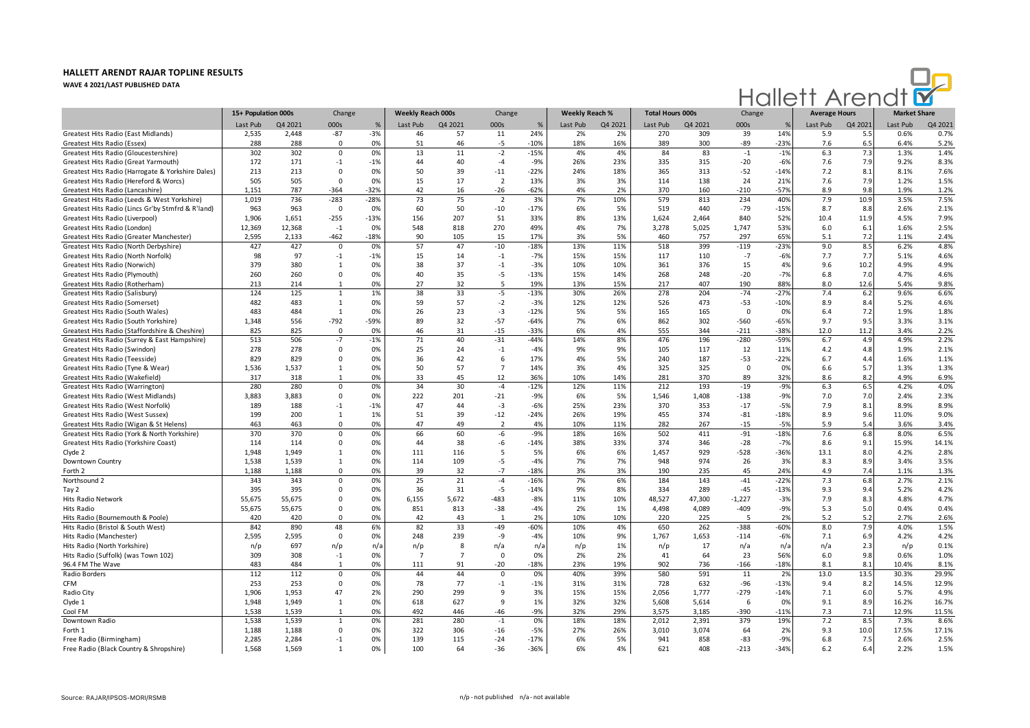# HALLETT ARENDT RAJAR TOPLINE RESULTS

**WAVE 4 2021/LAST PUBLISHED DATA**

| | 15+ Population 000s | | Change | | Weekly Reach 000s | | Change | | Weekly Reach % | | Total Hours 000s | | Change | | Average Hours | | Market Share | |
|---|---|---|---|---|---|---|---|---|---|---|---|---|---|---|---|---|---|---|
| | Last Pub | Q4 2021 | 000s | % | Last Pub | Q4 2021 | 000s | % | Last Pub | Q4 2021 | Last Pub | Q4 2021 | 000s | % | Last Pub | Q4 2021 | Last Pub | Q4 2021 |
| Greatest Hits Radio (East Midlands) | 2,535 | 2,448 | -87 | -3% | 46 | 57 | 11 | 24% | 2% | 2% | 270 | 309 | 39 | 14% | 5.9 | 5.5 | 0.6% | 0.7% |
| Greatest Hits Radio (Essex) | 288 | 288 | 0 | 0% | 51 | 46 | -5 | -10% | 18% | 16% | 389 | 300 | -89 | -23% | 7.6 | 6.5 | 6.4% | 5.2% |
| Greatest Hits Radio (Gloucestershire) | 302 | 302 | 0 | 0% | 13 | 11 | -2 | -15% | 4% | 4% | 84 | 83 | -1 | -1% | 6.3 | 7.3 | 1.3% | 1.4% |
| Greatest Hits Radio (Great Yarmouth) | 172 | 171 | -1 | -1% | 44 | 40 | -4 | -9% | 26% | 23% | 335 | 315 | -20 | -6% | 7.6 | 7.9 | 9.2% | 8.3% |
| Greatest Hits Radio (Harrogate & Yorkshire Dales) | 213 | 213 | 0 | 0% | 50 | 39 | -11 | -22% | 24% | 18% | 365 | 313 | -52 | -14% | 7.2 | 8.1 | 8.1% | 7.6% |
| Greatest Hits Radio (Hereford & Worcs) | 505 | 505 | 0 | 0% | 15 | 17 | 2 | 13% | 3% | 3% | 114 | 138 | 24 | 21% | 7.6 | 7.9 | 1.2% | 1.5% |
| Greatest Hits Radio (Lancashire) | 1,151 | 787 | -364 | -32% | 42 | 16 | -26 | -62% | 4% | 2% | 370 | 160 | -210 | -57% | 8.9 | 9.8 | 1.9% | 1.2% |
| Greatest Hits Radio (Leeds & West Yorkshire) | 1,019 | 736 | -283 | -28% | 73 | 75 | 2 | 3% | 7% | 10% | 579 | 813 | 234 | 40% | 7.9 | 10.9 | 3.5% | 7.5% |
| Greatest Hits Radio (Lincs Gr'by Stmfrd & R'land) | 963 | 963 | 0 | 0% | 60 | 50 | -10 | -17% | 6% | 5% | 519 | 440 | -79 | -15% | 8.7 | 8.8 | 2.6% | 2.1% |
| Greatest Hits Radio (Liverpool) | 1,906 | 1,651 | -255 | -13% | 156 | 207 | 51 | 33% | 8% | 13% | 1,624 | 2,464 | 840 | 52% | 10.4 | 11.9 | 4.5% | 7.9% |
| Greatest Hits Radio (London) | 12,369 | 12,368 | -1 | 0% | 548 | 818 | 270 | 49% | 4% | 7% | 3,278 | 5,025 | 1,747 | 53% | 6.0 | 6.1 | 1.6% | 2.5% |
| Greatest Hits Radio (Greater Manchester) | 2,595 | 2,133 | -462 | -18% | 90 | 105 | 15 | 17% | 3% | 5% | 460 | 757 | 297 | 65% | 5.1 | 7.2 | 1.1% | 2.4% |
| Greatest Hits Radio (North Derbyshire) | 427 | 427 | 0 | 0% | 57 | 47 | -10 | -18% | 13% | 11% | 518 | 399 | -119 | -23% | 9.0 | 8.5 | 6.2% | 4.8% |
| Greatest Hits Radio (North Norfolk) | 98 | 97 | -1 | -1% | 15 | 14 | -1 | -7% | 15% | 15% | 117 | 110 | -7 | -6% | 7.7 | 7.7 | 5.1% | 4.6% |
| Greatest Hits Radio (Norwich) | 379 | 380 | 1 | 0% | 38 | 37 | -1 | -3% | 10% | 10% | 361 | 376 | 15 | 4% | 9.6 | 10.2 | 4.9% | 4.9% |
| Greatest Hits Radio (Plymouth) | 260 | 260 | 0 | 0% | 40 | 35 | -5 | -13% | 15% | 14% | 268 | 248 | -20 | -7% | 6.8 | 7.0 | 4.7% | 4.6% |
| Greatest Hits Radio (Rotherham) | 213 | 214 | 1 | 0% | 27 | 32 | 5 | 19% | 13% | 15% | 217 | 407 | 190 | 88% | 8.0 | 12.6 | 5.4% | 9.8% |
| Greatest Hits Radio (Salisbury) | 124 | 125 | 1 | 1% | 38 | 33 | -5 | -13% | 30% | 26% | 278 | 204 | -74 | -27% | 7.4 | 6.2 | 9.6% | 6.6% |
| Greatest Hits Radio (Somerset) | 482 | 483 | 1 | 0% | 59 | 57 | -2 | -3% | 12% | 12% | 526 | 473 | -53 | -10% | 8.9 | 8.4 | 5.2% | 4.6% |
| Greatest Hits Radio (South Wales) | 483 | 484 | 1 | 0% | 26 | 23 | -3 | -12% | 5% | 5% | 165 | 165 | 0 | 0% | 6.4 | 7.2 | 1.9% | 1.8% |
| Greatest Hits Radio (South Yorkshire) | 1,348 | 556 | -792 | -59% | 89 | 32 | -57 | -64% | 7% | 6% | 862 | 302 | -560 | -65% | 9.7 | 9.5 | 3.3% | 3.1% |
| Greatest Hits Radio (Staffordshire & Cheshire) | 825 | 825 | 0 | 0% | 46 | 31 | -15 | -33% | 6% | 4% | 555 | 344 | -211 | -38% | 12.0 | 11.2 | 3.4% | 2.2% |
| Greatest Hits Radio (Surrey & East Hampshire) | 513 | 506 | -7 | -1% | 71 | 40 | -31 | -44% | 14% | 8% | 476 | 196 | -280 | -59% | 6.7 | 4.9 | 4.9% | 2.2% |
| Greatest Hits Radio (Swindon) | 278 | 278 | 0 | 0% | 25 | 24 | -1 | -4% | 9% | 9% | 105 | 117 | 12 | 11% | 4.2 | 4.8 | 1.9% | 2.1% |
| Greatest Hits Radio (Teesside) | 829 | 829 | 0 | 0% | 36 | 42 | 6 | 17% | 4% | 5% | 240 | 187 | -53 | -22% | 6.7 | 4.4 | 1.6% | 1.1% |
| Greatest Hits Radio (Tyne & Wear) | 1,536 | 1,537 | 1 | 0% | 50 | 57 | 7 | 14% | 3% | 4% | 325 | 325 | 0 | 0% | 6.6 | 5.7 | 1.3% | 1.3% |
| Greatest Hits Radio (Wakefield) | 317 | 318 | 1 | 0% | 33 | 45 | 12 | 36% | 10% | 14% | 281 | 370 | 89 | 32% | 8.6 | 8.2 | 4.9% | 6.9% |
| Greatest Hits Radio (Warrington) | 280 | 280 | 0 | 0% | 34 | 30 | -4 | -12% | 12% | 11% | 212 | 193 | -19 | -9% | 6.3 | 6.5 | 4.2% | 4.0% |
| Greatest Hits Radio (West Midlands) | 3,883 | 3,883 | 0 | 0% | 222 | 201 | -21 | -9% | 6% | 5% | 1,546 | 1,408 | -138 | -9% | 7.0 | 7.0 | 2.4% | 2.3% |
| Greatest Hits Radio (West Norfolk) | 189 | 188 | -1 | -1% | 47 | 44 | -3 | -6% | 25% | 23% | 370 | 353 | -17 | -5% | 7.9 | 8.1 | 8.9% | 8.9% |
| Greatest Hits Radio (West Sussex) | 199 | 200 | 1 | 1% | 51 | 39 | -12 | -24% | 26% | 19% | 455 | 374 | -81 | -18% | 8.9 | 9.6 | 11.0% | 9.0% |
| Greatest Hits Radio (Wigan & St Helens) | 463 | 463 | 0 | 0% | 47 | 49 | 2 | 4% | 10% | 11% | 282 | 267 | -15 | -5% | 5.9 | 5.4 | 3.6% | 3.4% |
| Greatest Hits Radio (York & North Yorkshire) | 370 | 370 | 0 | 0% | 66 | 60 | -6 | -9% | 18% | 16% | 502 | 411 | -91 | -18% | 7.6 | 6.8 | 8.0% | 6.5% |
| Greatest Hits Radio (Yorkshire Coast) | 114 | 114 | 0 | 0% | 44 | 38 | -6 | -14% | 38% | 33% | 374 | 346 | -28 | -7% | 8.6 | 9.1 | 15.9% | 14.1% |
| Clyde 2 | 1,948 | 1,949 | 1 | 0% | 111 | 116 | 5 | 5% | 6% | 6% | 1,457 | 929 | -528 | -36% | 13.1 | 8.0 | 4.2% | 2.8% |
| Downtown Country | 1,538 | 1,539 | 1 | 0% | 114 | 109 | -5 | -4% | 7% | 7% | 948 | 974 | 26 | 3% | 8.3 | 8.9 | 3.4% | 3.5% |
| Forth 2 | 1,188 | 1,188 | 0 | 0% | 39 | 32 | -7 | -18% | 3% | 3% | 190 | 235 | 45 | 24% | 4.9 | 7.4 | 1.1% | 1.3% |
| Northsound 2 | 343 | 343 | 0 | 0% | 25 | 21 | -4 | -16% | 7% | 6% | 184 | 143 | -41 | -22% | 7.3 | 6.8 | 2.7% | 2.1% |
| Tay 2 | 395 | 395 | 0 | 0% | 36 | 31 | -5 | -14% | 9% | 8% | 334 | 289 | -45 | -13% | 9.3 | 9.4 | 5.2% | 4.2% |
| Hits Radio Network | 55,675 | 55,675 | 0 | 0% | 6,155 | 5,672 | -483 | -8% | 11% | 10% | 48,527 | 47,300 | -1,227 | -3% | 7.9 | 8.3 | 4.8% | 4.7% |
| Hits Radio | 55,675 | 55,675 | 0 | 0% | 851 | 813 | -38 | -4% | 2% | 1% | 4,498 | 4,089 | -409 | -9% | 5.3 | 5.0 | 0.4% | 0.4% |
| Hits Radio (Bournemouth & Poole) | 420 | 420 | 0 | 0% | 42 | 43 | 1 | 2% | 10% | 10% | 220 | 225 | 5 | 2% | 5.2 | 5.2 | 2.7% | 2.6% |
| Hits Radio (Bristol & South West) | 842 | 890 | 48 | 6% | 82 | 33 | -49 | -60% | 10% | 4% | 650 | 262 | -388 | -60% | 8.0 | 7.9 | 4.0% | 1.5% |
| Hits Radio (Manchester) | 2,595 | 2,595 | 0 | 0% | 248 | 239 | -9 | -4% | 10% | 9% | 1,767 | 1,653 | -114 | -6% | 7.1 | 6.9 | 4.2% | 4.2% |
| Hits Radio (North Yorkshire) | n/p | 697 | n/p | n/a | n/p | 8 | n/a | n/a | n/p | 1% | n/p | 17 | n/a | n/a | n/a | 2.3 | n/p | 0.1% |
| Hits Radio (Suffolk) (was Town 102) | 309 | 308 | -1 | 0% | 7 | 7 | 0 | 0% | 2% | 2% | 41 | 64 | 23 | 56% | 6.0 | 9.8 | 0.6% | 1.0% |
| 96.4 FM The Wave | 483 | 484 | 1 | 0% | 111 | 91 | -20 | -18% | 23% | 19% | 902 | 736 | -166 | -18% | 8.1 | 8.1 | 10.4% | 8.1% |
| Radio Borders | 112 | 112 | 0 | 0% | 44 | 44 | 0 | 0% | 40% | 39% | 580 | 591 | 11 | 2% | 13.0 | 13.5 | 30.3% | 29.9% |
| CFM | 253 | 253 | 0 | 0% | 78 | 77 | -1 | -1% | 31% | 31% | 728 | 632 | -96 | -13% | 9.4 | 8.2 | 14.5% | 12.9% |
| Radio City | 1,906 | 1,953 | 47 | 2% | 290 | 299 | 9 | 3% | 15% | 15% | 2,056 | 1,777 | -279 | -14% | 7.1 | 6.0 | 5.7% | 4.9% |
| Clyde 1 | 1,948 | 1,949 | 1 | 0% | 618 | 627 | 9 | 1% | 32% | 32% | 5,608 | 5,614 | 6 | 0% | 9.1 | 8.9 | 16.2% | 16.7% |
| Cool FM | 1,538 | 1,539 | 1 | 0% | 492 | 446 | -46 | -9% | 32% | 29% | 3,575 | 3,185 | -390 | -11% | 7.3 | 7.1 | 12.9% | 11.5% |
| Downtown Radio | 1,538 | 1,539 | 1 | 0% | 281 | 280 | -1 | 0% | 18% | 18% | 2,012 | 2,391 | 379 | 19% | 7.2 | 8.5 | 7.3% | 8.6% |
| Forth 1 | 1,188 | 1,188 | 0 | 0% | 322 | 306 | -16 | -5% | 27% | 26% | 3,010 | 3,074 | 64 | 2% | 9.3 | 10.0 | 17.5% | 17.1% |
| Free Radio (Birmingham) | 2,285 | 2,284 | -1 | 0% | 139 | 115 | -24 | -17% | 6% | 5% | 941 | 858 | -83 | -9% | 6.8 | 7.5 | 2.6% | 2.5% |
| Free Radio (Black Country & Shropshire) | 1,568 | 1,569 | 1 | 0% | 100 | 64 | -36 | -36% | 6% | 4% | 621 | 408 | -213 | -34% | 6.2 | 6.4 | 2.2% | 1.5% |

Source: RAJAR/IPSOS-MORI/RSMB

n/p - not published n/a - not available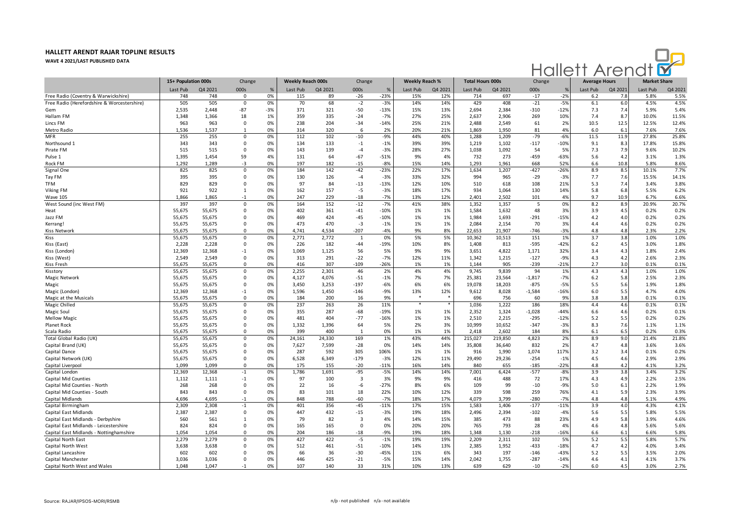# HALLETT ARENDT RAJAR TOPLINE RESULTS

**WAVE 4 2021/LAST PUBLISHED DATA**

| | 15+ Population 000s | | Change | | Weekly Reach 000s | | Change | | Weekly Reach % | | Total Hours 000s | | Change | | Average Hours | | Market Share | |
|---|---|---|---|---|---|---|---|---|---|---|---|---|---|---|---|---|---|---|
| | Last Pub | Q4 2021 | 000s | % | Last Pub | Q4 2021 | 000s | % | Last Pub | Q4 2021 | Last Pub | Q4 2021 | 000s | % | Last Pub | Q4 2021 | Last Pub | Q4 2021 |
| Free Radio (Coventry & Warwickshire) | 748 | 748 | 0 | 0% | 115 | 89 | -26 | -23% | 15% | 12% | 714 | 697 | -17 | -2% | 6.2 | 7.8 | 5.8% | 5.5% |
| Free Radio (Herefordshire & Worcestershire) | 505 | 505 | 0 | 0% | 70 | 68 | -2 | -3% | 14% | 14% | 429 | 408 | -21 | -5% | 6.1 | 6.0 | 4.5% | 4.5% |
| Gem | 2,535 | 2,448 | -87 | -3% | 371 | 321 | -50 | -13% | 15% | 13% | 2,694 | 2,384 | -310 | -12% | 7.3 | 7.4 | 5.9% | 5.4% |
| Hallam FM | 1,348 | 1,366 | 18 | 1% | 359 | 335 | -24 | -7% | 27% | 25% | 2,637 | 2,906 | 269 | 10% | 7.4 | 8.7 | 10.0% | 11.5% |
| Lincs FM | 963 | 963 | 0 | 0% | 238 | 204 | -34 | -14% | 25% | 21% | 2,488 | 2,549 | 61 | 2% | 10.5 | 12.5 | 12.5% | 12.4% |
| Metro Radio | 1,536 | 1,537 | 1 | 0% | 314 | 320 | 6 | 2% | 20% | 21% | 1,869 | 1,950 | 81 | 4% | 6.0 | 6.1 | 7.6% | 7.6% |
| MFR | 255 | 255 | 0 | 0% | 112 | 102 | -10 | -9% | 44% | 40% | 1,288 | 1,209 | -79 | -6% | 11.5 | 11.9 | 27.8% | 25.8% |
| Northsound 1 | 343 | 343 | 0 | 0% | 134 | 133 | -1 | -1% | 39% | 39% | 1,219 | 1,102 | -117 | -10% | 9.1 | 8.3 | 17.8% | 15.8% |
| Pirate FM | 515 | 515 | 0 | 0% | 143 | 139 | -4 | -3% | 28% | 27% | 1,038 | 1,092 | 54 | 5% | 7.3 | 7.9 | 9.6% | 10.2% |
| Pulse 1 | 1,395 | 1,454 | 59 | 4% | 131 | 64 | -67 | -51% | 9% | 4% | 732 | 273 | -459 | -63% | 5.6 | 4.2 | 3.1% | 1.3% |
| Rock FM | 1,292 | 1,289 | -3 | 0% | 197 | 182 | -15 | -8% | 15% | 14% | 1,293 | 1,961 | 668 | 52% | 6.6 | 10.8 | 5.8% | 8.6% |
| Signal One | 825 | 825 | 0 | 0% | 184 | 142 | -42 | -23% | 22% | 17% | 1,634 | 1,207 | -427 | -26% | 8.9 | 8.5 | 10.1% | 7.7% |
| Tay FM | 395 | 395 | 0 | 0% | 130 | 126 | -4 | -3% | 33% | 32% | 994 | 965 | -29 | -3% | 7.7 | 7.6 | 15.5% | 14.1% |
| TFM | 829 | 829 | 0 | 0% | 97 | 84 | -13 | -13% | 12% | 10% | 510 | 618 | 108 | 21% | 5.3 | 7.4 | 3.4% | 3.8% |
| Viking FM | 921 | 922 | 1 | 0% | 162 | 157 | -5 | -3% | 18% | 17% | 934 | 1,064 | 130 | 14% | 5.8 | 6.8 | 5.5% | 6.2% |
| Wave 105 | 1,866 | 1,865 | -1 | 0% | 247 | 229 | -18 | -7% | 13% | 12% | 2,401 | 2,502 | 101 | 4% | 9.7 | 10.9 | 6.7% | 6.6% |
| West Sound (inc West FM) | 397 | 397 | 0 | 0% | 164 | 152 | -12 | -7% | 41% | 38% | 1,352 | 1,357 | 5 | 0% | 8.2 | 8.9 | 20.9% | 20.7% |
| Heat | 55,675 | 55,675 | 0 | 0% | 402 | 361 | -41 | -10% | 1% | 1% | 1,584 | 1,632 | 48 | 3% | 3.9 | 4.5 | 0.2% | 0.2% |
| Jazz FM | 55,675 | 55,675 | 0 | 0% | 469 | 424 | -45 | -10% | 1% | 1% | 1,984 | 1,693 | -291 | -15% | 4.2 | 4.0 | 0.2% | 0.2% |
| Kerrang! | 55,675 | 55,675 | 0 | 0% | 473 | 470 | -3 | -1% | 1% | 1% | 2,084 | 2,154 | 70 | 3% | 4.4 | 4.6 | 0.2% | 0.2% |
| Kiss Network | 55,675 | 55,675 | 0 | 0% | 4,741 | 4,534 | -207 | -4% | 9% | 8% | 22,653 | 21,907 | -746 | -3% | 4.8 | 4.8 | 2.3% | 2.2% |
| Kiss | 55,675 | 55,675 | 0 | 0% | 2,771 | 2,772 | 1 | 0% | 5% | 5% | 10,362 | 10,513 | 151 | 1% | 3.7 | 3.8 | 1.0% | 1.0% |
| Kiss (East) | 2,228 | 2,228 | 0 | 0% | 226 | 182 | -44 | -19% | 10% | 8% | 1,408 | 813 | -595 | -42% | 6.2 | 4.5 | 3.0% | 1.8% |
| Kiss (London) | 12,369 | 12,368 | -1 | 0% | 1,069 | 1,125 | 56 | 5% | 9% | 9% | 3,651 | 4,822 | 1,171 | 32% | 3.4 | 4.3 | 1.8% | 2.4% |
| Kiss (West) | 2,549 | 2,549 | 0 | 0% | 313 | 291 | -22 | -7% | 12% | 11% | 1,342 | 1,215 | -127 | -9% | 4.3 | 4.2 | 2.6% | 2.3% |
| Kiss Fresh | 55,675 | 55,675 | 0 | 0% | 416 | 307 | -109 | -26% | 1% | 1% | 1,144 | 905 | -239 | -21% | 2.7 | 3.0 | 0.1% | 0.1% |
| Kisstory | 55,675 | 55,675 | 0 | 0% | 2,255 | 2,301 | 46 | 2% | 4% | 4% | 9,745 | 9,839 | 94 | 1% | 4.3 | 4.3 | 1.0% | 1.0% |
| Magic Network | 55,675 | 55,675 | 0 | 0% | 4,127 | 4,076 | -51 | -1% | 7% | 7% | 25,381 | 23,564 | -1,817 | -7% | 6.2 | 5.8 | 2.5% | 2.3% |
| Magic | 55,675 | 55,675 | 0 | 0% | 3,450 | 3,253 | -197 | -6% | 6% | 6% | 19,078 | 18,203 | -875 | -5% | 5.5 | 5.6 | 1.9% | 1.8% |
| Magic (London) | 12,369 | 12,368 | -1 | 0% | 1,596 | 1,450 | -146 | -9% | 13% | 12% | 9,612 | 8,028 | -1,584 | -16% | 6.0 | 5.5 | 4.7% | 4.0% |
| Magic at the Musicals | 55,675 | 55,675 | 0 | 0% | 184 | 200 | 16 | 9% | * | * | 696 | 756 | 60 | 9% | 3.8 | 3.8 | 0.1% | 0.1% |
| Magic Chilled | 55,675 | 55,675 | 0 | 0% | 237 | 263 | 26 | 11% | * | * | 1,036 | 1,222 | 186 | 18% | 4.4 | 4.6 | 0.1% | 0.1% |
| Magic Soul | 55,675 | 55,675 | 0 | 0% | 355 | 287 | -68 | -19% | 1% | 1% | 2,352 | 1,324 | -1,028 | -44% | 6.6 | 4.6 | 0.2% | 0.1% |
| Mellow Magic | 55,675 | 55,675 | 0 | 0% | 481 | 404 | -77 | -16% | 1% | 1% | 2,510 | 2,215 | -295 | -12% | 5.2 | 5.5 | 0.2% | 0.2% |
| Planet Rock | 55,675 | 55,675 | 0 | 0% | 1,332 | 1,396 | 64 | 5% | 2% | 3% | 10,999 | 10,652 | -347 | -3% | 8.3 | 7.6 | 1.1% | 1.1% |
| Scala Radio | 55,675 | 55,675 | 0 | 0% | 399 | 400 | 1 | 0% | 1% | 1% | 2,418 | 2,602 | 184 | 8% | 6.1 | 6.5 | 0.2% | 0.3% |
| Total Global Radio (UK) | 55,675 | 55,675 | 0 | 0% | 24,161 | 24,330 | 169 | 1% | 43% | 44% | 215,027 | 219,850 | 4,823 | 2% | 8.9 | 9.0 | 21.4% | 21.8% |
| Capital Brand (UK) | 55,675 | 55,675 | 0 | 0% | 7,627 | 7,599 | -28 | 0% | 14% | 14% | 35,808 | 36,640 | 832 | 2% | 4.7 | 4.8 | 3.6% | 3.6% |
| Capital Dance | 55,675 | 55,675 | 0 | 0% | 287 | 592 | 305 | 106% | 1% | 1% | 916 | 1,990 | 1,074 | 117% | 3.2 | 3.4 | 0.1% | 0.2% |
| Capital Network (UK) | 55,675 | 55,675 | 0 | 0% | 6,528 | 6,349 | -179 | -3% | 12% | 11% | 29,490 | 29,236 | -254 | -1% | 4.5 | 4.6 | 2.9% | 2.9% |
| Capital Liverpool | 1,099 | 1,099 | 0 | 0% | 175 | 155 | -20 | -11% | 16% | 14% | 840 | 655 | -185 | -22% | 4.8 | 4.2 | 4.1% | 3.2% |
| Capital London | 12,369 | 12,368 | -1 | 0% | 1,786 | 1,691 | -95 | -5% | 14% | 14% | 7,001 | 6,424 | -577 | -8% | 3.9 | 3.8 | 3.4% | 3.2% |
| Capital Mid Counties | 1,112 | 1,111 | -1 | 0% | 97 | 100 | 3 | 3% | 9% | 9% | 416 | 488 | 72 | 17% | 4.3 | 4.9 | 2.2% | 2.5% |
| Capital Mid Counties - North | 268 | 268 | 0 | 0% | 22 | 16 | -6 | -27% | 8% | 6% | 109 | 99 | -10 | -9% | 5.0 | 6.1 | 2.2% | 1.9% |
| Capital Mid Counties - South | 843 | 843 | 0 | 0% | 83 | 101 | 18 | 22% | 10% | 12% | 339 | 598 | 259 | 76% | 4.1 | 5.9 | 2.3% | 3.9% |
| Capital Midlands | 4,696 | 4,695 | -1 | 0% | 848 | 788 | -60 | -7% | 18% | 17% | 4,079 | 3,799 | -280 | -7% | 4.8 | 4.8 | 5.1% | 4.9% |
| Capital Birmingham | 2,309 | 2,308 | -1 | 0% | 401 | 356 | -45 | -11% | 17% | 15% | 1,583 | 1,406 | -177 | -11% | 3.9 | 4.0 | 4.3% | 4.1% |
| Capital East Midlands | 2,387 | 2,387 | 0 | 0% | 447 | 432 | -15 | -3% | 19% | 18% | 2,496 | 2,394 | -102 | -4% | 5.6 | 5.5 | 5.8% | 5.5% |
| Capital East Midlands - Derbyshire | 560 | 561 | 1 | 0% | 79 | 82 | 3 | 4% | 14% | 15% | 385 | 473 | 88 | 23% | 4.9 | 5.8 | 3.9% | 4.6% |
| Capital East Midlands - Leicestershire | 824 | 824 | 0 | 0% | 165 | 165 | 0 | 0% | 20% | 20% | 765 | 793 | 28 | 4% | 4.6 | 4.8 | 5.6% | 5.6% |
| Capital East Midlands - Nottinghamshire | 1,054 | 1,054 | 0 | 0% | 204 | 186 | -18 | -9% | 19% | 18% | 1,348 | 1,130 | -218 | -16% | 6.6 | 6.1 | 6.6% | 5.8% |
| Capital North East | 2,279 | 2,279 | 0 | 0% | 427 | 422 | -5 | -1% | 19% | 19% | 2,209 | 2,311 | 102 | 5% | 5.2 | 5.5 | 5.8% | 5.7% |
| Capital North West | 3,638 | 3,638 | 0 | 0% | 512 | 461 | -51 | -10% | 14% | 13% | 2,385 | 1,952 | -433 | -18% | 4.7 | 4.2 | 4.0% | 3.4% |
| Capital Lancashire | 602 | 602 | 0 | 0% | 66 | 36 | -30 | -45% | 11% | 6% | 343 | 197 | -146 | -43% | 5.2 | 5.5 | 3.5% | 2.0% |
| Capital Manchester | 3,036 | 3,036 | 0 | 0% | 446 | 425 | -21 | -5% | 15% | 14% | 2,042 | 1,755 | -287 | -14% | 4.6 | 4.1 | 4.1% | 3.7% |
| Capital North West and Wales | 1,048 | 1,047 | -1 | 0% | 107 | 140 | 33 | 31% | 10% | 13% | 639 | 629 | -10 | -2% | 6.0 | 4.5 | 3.0% | 2.7% |

Source: RAJAR/IPSOS-MORI/RSMB

n/p - not published n/a - not available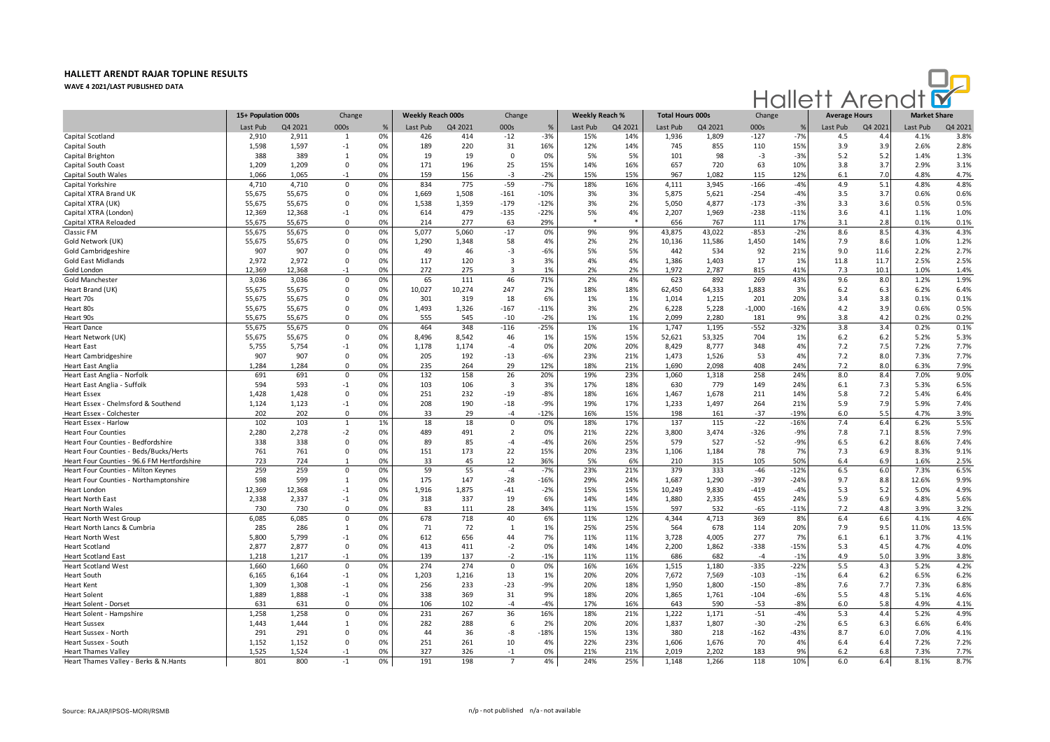# HALLETT ARENDT RAJAR TOPLINE RESULTS

**WAVE 4 2021/LAST PUBLISHED DATA**

| | 15+ Population 000s | | Change | | Weekly Reach 000s | | Change | | Weekly Reach % | | Total Hours 000s | | Change | | Average Hours | | Market Share | |
|---|---|---|---|---|---|---|---|---|---|---|---|---|---|---|---|---|---|---|
| | Last Pub | Q4 2021 | 000s | % | Last Pub | Q4 2021 | 000s | % | Last Pub | Q4 2021 | Last Pub | Q4 2021 | 000s | % | Last Pub | Q4 2021 | Last Pub | Q4 2021 |
| Capital Scotland | 2,910 | 2,911 | 1 | 0% | 426 | 414 | -12 | -3% | 15% | 14% | 1,936 | 1,809 | -127 | -7% | 4.5 | 4.4 | 4.1% | 3.8% |
| Capital South | 1,598 | 1,597 | -1 | 0% | 189 | 220 | 31 | 16% | 12% | 14% | 745 | 855 | 110 | 15% | 3.9 | 3.9 | 2.6% | 2.8% |
| Capital Brighton | 388 | 389 | 1 | 0% | 19 | 19 | 0 | 0% | 5% | 5% | 101 | 98 | -3 | -3% | 5.2 | 5.2 | 1.4% | 1.3% |
| Capital South Coast | 1,209 | 1,209 | 0 | 0% | 171 | 196 | 25 | 15% | 14% | 16% | 657 | 720 | 63 | 10% | 3.8 | 3.7 | 2.9% | 3.1% |
| Capital South Wales | 1,066 | 1,065 | -1 | 0% | 159 | 156 | -3 | -2% | 15% | 15% | 967 | 1,082 | 115 | 12% | 6.1 | 7.0 | 4.8% | 4.7% |
| Capital Yorkshire | 4,710 | 4,710 | 0 | 0% | 834 | 775 | -59 | -7% | 18% | 16% | 4,111 | 3,945 | -166 | -4% | 4.9 | 5.1 | 4.8% | 4.8% |
| Capital XTRA Brand UK | 55,675 | 55,675 | 0 | 0% | 1,669 | 1,508 | -161 | -10% | 3% | 3% | 5,875 | 5,621 | -254 | -4% | 3.5 | 3.7 | 0.6% | 0.6% |
| Capital XTRA (UK) | 55,675 | 55,675 | 0 | 0% | 1,538 | 1,359 | -179 | -12% | 3% | 2% | 5,050 | 4,877 | -173 | -3% | 3.3 | 3.6 | 0.5% | 0.5% |
| Capital XTRA (London) | 12,369 | 12,368 | -1 | 0% | 614 | 479 | -135 | -22% | 5% | 4% | 2,207 | 1,969 | -238 | -11% | 3.6 | 4.1 | 1.1% | 1.0% |
| Capital XTRA Reloaded | 55,675 | 55,675 | 0 | 0% | 214 | 277 | 63 | 29% | * | * | 656 | 767 | 111 | 17% | 3.1 | 2.8 | 0.1% | 0.1% |
| Classic FM | 55,675 | 55,675 | 0 | 0% | 5,077 | 5,060 | -17 | 0% | 9% | 9% | 43,875 | 43,022 | -853 | -2% | 8.6 | 8.5 | 4.3% | 4.3% |
| Gold Network (UK) | 55,675 | 55,675 | 0 | 0% | 1,290 | 1,348 | 58 | 4% | 2% | 2% | 10,136 | 11,586 | 1,450 | 14% | 7.9 | 8.6 | 1.0% | 1.2% |
| Gold Cambridgeshire | 907 | 907 | 0 | 0% | 49 | 46 | -3 | -6% | 5% | 5% | 442 | 534 | 92 | 21% | 9.0 | 11.6 | 2.2% | 2.7% |
| Gold East Midlands | 2,972 | 2,972 | 0 | 0% | 117 | 120 | 3 | 3% | 4% | 4% | 1,386 | 1,403 | 17 | 1% | 11.8 | 11.7 | 2.5% | 2.5% |
| Gold London | 12,369 | 12,368 | -1 | 0% | 272 | 275 | 3 | 1% | 2% | 2% | 1,972 | 2,787 | 815 | 41% | 7.3 | 10.1 | 1.0% | 1.4% |
| Gold Manchester | 3,036 | 3,036 | 0 | 0% | 65 | 111 | 46 | 71% | 2% | 4% | 623 | 892 | 269 | 43% | 9.6 | 8.0 | 1.2% | 1.9% |
| Heart Brand (UK) | 55,675 | 55,675 | 0 | 0% | 10,027 | 10,274 | 247 | 2% | 18% | 18% | 62,450 | 64,333 | 1,883 | 3% | 6.2 | 6.3 | 6.2% | 6.4% |
| Heart 70s | 55,675 | 55,675 | 0 | 0% | 301 | 319 | 18 | 6% | 1% | 1% | 1,014 | 1,215 | 201 | 20% | 3.4 | 3.8 | 0.1% | 0.1% |
| Heart 80s | 55,675 | 55,675 | 0 | 0% | 1,493 | 1,326 | -167 | -11% | 3% | 2% | 6,228 | 5,228 | -1,000 | -16% | 4.2 | 3.9 | 0.6% | 0.5% |
| Heart 90s | 55,675 | 55,675 | 0 | 0% | 555 | 545 | -10 | -2% | 1% | 1% | 2,099 | 2,280 | 181 | 9% | 3.8 | 4.2 | 0.2% | 0.2% |
| Heart Dance | 55,675 | 55,675 | 0 | 0% | 464 | 348 | -116 | -25% | 1% | 1% | 1,747 | 1,195 | -552 | -32% | 3.8 | 3.4 | 0.2% | 0.1% |
| Heart Network (UK) | 55,675 | 55,675 | 0 | 0% | 8,496 | 8,542 | 46 | 1% | 15% | 15% | 52,621 | 53,325 | 704 | 1% | 6.2 | 6.2 | 5.2% | 5.3% |
| Heart East | 5,755 | 5,754 | -1 | 0% | 1,178 | 1,174 | -4 | 0% | 20% | 20% | 8,429 | 8,777 | 348 | 4% | 7.2 | 7.5 | 7.2% | 7.7% |
| Heart Cambridgeshire | 907 | 907 | 0 | 0% | 205 | 192 | -13 | -6% | 23% | 21% | 1,473 | 1,526 | 53 | 4% | 7.2 | 8.0 | 7.3% | 7.7% |
| Heart East Anglia | 1,284 | 1,284 | 0 | 0% | 235 | 264 | 29 | 12% | 18% | 21% | 1,690 | 2,098 | 408 | 24% | 7.2 | 8.0 | 6.3% | 7.9% |
| Heart East Anglia - Norfolk | 691 | 691 | 0 | 0% | 132 | 158 | 26 | 20% | 19% | 23% | 1,060 | 1,318 | 258 | 24% | 8.0 | 8.4 | 7.0% | 9.0% |
| Heart East Anglia - Suffolk | 594 | 593 | -1 | 0% | 103 | 106 | 3 | 3% | 17% | 18% | 630 | 779 | 149 | 24% | 6.1 | 7.3 | 5.3% | 6.5% |
| Heart Essex | 1,428 | 1,428 | 0 | 0% | 251 | 232 | -19 | -8% | 18% | 16% | 1,467 | 1,678 | 211 | 14% | 5.8 | 7.2 | 5.4% | 6.4% |
| Heart Essex - Chelmsford & Southend | 1,124 | 1,123 | -1 | 0% | 208 | 190 | -18 | -9% | 19% | 17% | 1,233 | 1,497 | 264 | 21% | 5.9 | 7.9 | 5.9% | 7.4% |
| Heart Essex - Colchester | 202 | 202 | 0 | 0% | 33 | 29 | -4 | -12% | 16% | 15% | 198 | 161 | -37 | -19% | 6.0 | 5.5 | 4.7% | 3.9% |
| Heart Essex - Harlow | 102 | 103 | 1 | 1% | 18 | 18 | 0 | 0% | 18% | 17% | 137 | 115 | -22 | -16% | 7.4 | 6.4 | 6.2% | 5.5% |
| Heart Four Counties | 2,280 | 2,278 | -2 | 0% | 489 | 491 | 2 | 0% | 21% | 22% | 3,800 | 3,474 | -326 | -9% | 7.8 | 7.1 | 8.5% | 7.9% |
| Heart Four Counties - Bedfordshire | 338 | 338 | 0 | 0% | 89 | 85 | -4 | -4% | 26% | 25% | 579 | 527 | -52 | -9% | 6.5 | 6.2 | 8.6% | 7.4% |
| Heart Four Counties - Beds/Bucks/Herts | 761 | 761 | 0 | 0% | 151 | 173 | 22 | 15% | 20% | 23% | 1,106 | 1,184 | 78 | 7% | 7.3 | 6.9 | 8.3% | 9.1% |
| Heart Four Counties - 96.6 FM Hertfordshire | 723 | 724 | 1 | 0% | 33 | 45 | 12 | 36% | 5% | 6% | 210 | 315 | 105 | 50% | 6.4 | 6.9 | 1.6% | 2.5% |
| Heart Four Counties - Milton Keynes | 259 | 259 | 0 | 0% | 59 | 55 | -4 | -7% | 23% | 21% | 379 | 333 | -46 | -12% | 6.5 | 6.0 | 7.3% | 6.5% |
| Heart Four Counties - Northamptonshire | 598 | 599 | 1 | 0% | 175 | 147 | -28 | -16% | 29% | 24% | 1,687 | 1,290 | -397 | -24% | 9.7 | 8.8 | 12.6% | 9.9% |
| Heart London | 12,369 | 12,368 | -1 | 0% | 1,916 | 1,875 | -41 | -2% | 15% | 15% | 10,249 | 9,830 | -419 | -4% | 5.3 | 5.2 | 5.0% | 4.9% |
| Heart North East | 2,338 | 2,337 | -1 | 0% | 318 | 337 | 19 | 6% | 14% | 14% | 1,880 | 2,335 | 455 | 24% | 5.9 | 6.9 | 4.8% | 5.6% |
| Heart North Wales | 730 | 730 | 0 | 0% | 83 | 111 | 28 | 34% | 11% | 15% | 597 | 532 | -65 | -11% | 7.2 | 4.8 | 3.9% | 3.2% |
| Heart North West Group | 6,085 | 6,085 | 0 | 0% | 678 | 718 | 40 | 6% | 11% | 12% | 4,344 | 4,713 | 369 | 8% | 6.4 | 6.6 | 4.1% | 4.6% |
| Heart North Lancs & Cumbria | 285 | 286 | 1 | 0% | 71 | 72 | 1 | 1% | 25% | 25% | 564 | 678 | 114 | 20% | 7.9 | 9.5 | 11.0% | 13.5% |
| Heart North West | 5,800 | 5,799 | -1 | 0% | 612 | 656 | 44 | 7% | 11% | 11% | 3,728 | 4,005 | 277 | 7% | 6.1 | 6.1 | 3.7% | 4.1% |
| Heart Scotland | 2,877 | 2,877 | 0 | 0% | 413 | 411 | -2 | 0% | 14% | 14% | 2,200 | 1,862 | -338 | -15% | 5.3 | 4.5 | 4.7% | 4.0% |
| Heart Scotland East | 1,218 | 1,217 | -1 | 0% | 139 | 137 | -2 | -1% | 11% | 11% | 686 | 682 | -4 | -1% | 4.9 | 5.0 | 3.9% | 3.8% |
| Heart Scotland West | 1,660 | 1,660 | 0 | 0% | 274 | 274 | 0 | 0% | 16% | 16% | 1,515 | 1,180 | -335 | -22% | 5.5 | 4.3 | 5.2% | 4.2% |
| Heart South | 6,165 | 6,164 | -1 | 0% | 1,203 | 1,216 | 13 | 1% | 20% | 20% | 7,672 | 7,569 | -103 | -1% | 6.4 | 6.2 | 6.5% | 6.2% |
| Heart Kent | 1,309 | 1,308 | -1 | 0% | 256 | 233 | -23 | -9% | 20% | 18% | 1,950 | 1,800 | -150 | -8% | 7.6 | 7.7 | 7.3% | 6.8% |
| Heart Solent | 1,889 | 1,888 | -1 | 0% | 338 | 369 | 31 | 9% | 18% | 20% | 1,865 | 1,761 | -104 | -6% | 5.5 | 4.8 | 5.1% | 4.6% |
| Heart Solent - Dorset | 631 | 631 | 0 | 0% | 106 | 102 | -4 | -4% | 17% | 16% | 643 | 590 | -53 | -8% | 6.0 | 5.8 | 4.9% | 4.1% |
| Heart Solent - Hampshire | 1,258 | 1,258 | 0 | 0% | 231 | 267 | 36 | 16% | 18% | 21% | 1,222 | 1,171 | -51 | -4% | 5.3 | 4.4 | 5.2% | 4.9% |
| Heart Sussex | 1,443 | 1,444 | 1 | 0% | 282 | 288 | 6 | 2% | 20% | 20% | 1,837 | 1,807 | -30 | -2% | 6.5 | 6.3 | 6.6% | 6.4% |
| Heart Sussex - North | 291 | 291 | 0 | 0% | 44 | 36 | -8 | -18% | 15% | 13% | 380 | 218 | -162 | -43% | 8.7 | 6.0 | 7.0% | 4.1% |
| Heart Sussex - South | 1,152 | 1,152 | 0 | 0% | 251 | 261 | 10 | 4% | 22% | 23% | 1,606 | 1,676 | 70 | 4% | 6.4 | 6.4 | 7.2% | 7.2% |
| Heart Thames Valley | 1,525 | 1,524 | -1 | 0% | 327 | 326 | -1 | 0% | 21% | 21% | 2,019 | 2,202 | 183 | 9% | 6.2 | 6.8 | 7.3% | 7.7% |
| Heart Thames Valley - Berks & N.Hants | 801 | 800 | -1 | 0% | 191 | 198 | 7 | 4% | 24% | 25% | 1,148 | 1,266 | 118 | 10% | 6.0 | 6.4 | 8.1% | 8.7% |

Source: RAJAR/IPSOS-MORI/RSMB

n/p - not published n/a - not available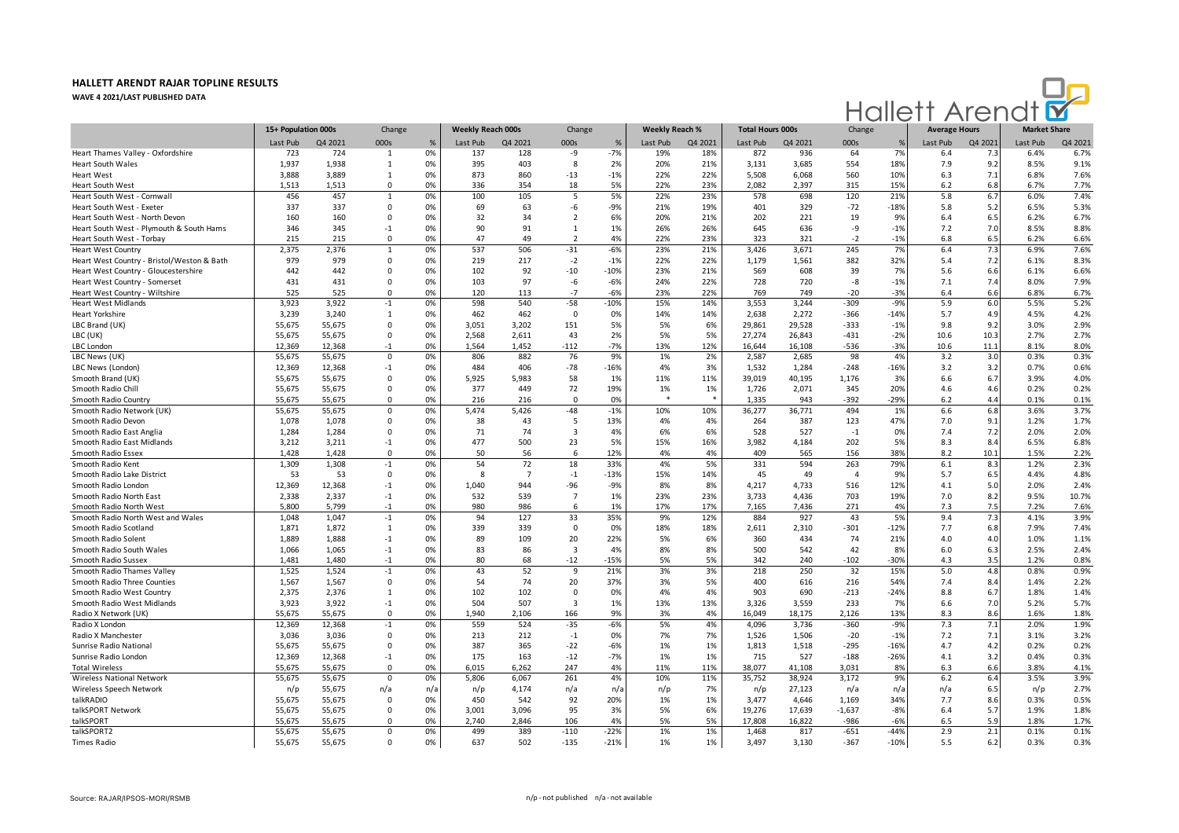# HALLETT ARENDT RAJAR TOPLINE RESULTS

**WAVE 4 2021/LAST PUBLISHED DATA**

| | 15+ Population 000s | | Change | | Weekly Reach 000s | | Change | | Weekly Reach % | | Total Hours 000s | | Change | | Average Hours | | Market Share | |
|---|---|---|---|---|---|---|---|---|---|---|---|---|---|---|---|---|---|---|
| | Last Pub | Q4 2021 | 000s | % | Last Pub | Q4 2021 | 000s | % | Last Pub | Q4 2021 | Last Pub | Q4 2021 | 000s | % | Last Pub | Q4 2021 | Last Pub | Q4 2021 |
| Heart Thames Valley - Oxfordshire | 723 | 724 | 1 | 0% | 137 | 128 | -9 | -7% | 19% | 18% | 872 | 936 | 64 | 7% | 6.4 | 7.3 | 6.4% | 6.7% |
| Heart South Wales | 1,937 | 1,938 | 1 | 0% | 395 | 403 | 8 | 2% | 20% | 21% | 3,131 | 3,685 | 554 | 18% | 7.9 | 9.2 | 8.5% | 9.1% |
| Heart West | 3,888 | 3,889 | 1 | 0% | 873 | 860 | -13 | -1% | 22% | 22% | 5,508 | 6,068 | 560 | 10% | 6.3 | 7.1 | 6.8% | 7.6% |
| Heart South West | 1,513 | 1,513 | 0 | 0% | 336 | 354 | 18 | 5% | 22% | 23% | 2,082 | 2,397 | 315 | 15% | 6.2 | 6.8 | 6.7% | 7.7% |
| Heart South West - Cornwall | 456 | 457 | 1 | 0% | 100 | 105 | 5 | 5% | 22% | 23% | 578 | 698 | 120 | 21% | 5.8 | 6.7 | 6.0% | 7.4% |
| Heart South West - Exeter | 337 | 337 | 0 | 0% | 69 | 63 | -6 | -9% | 21% | 19% | 401 | 329 | -72 | -18% | 5.8 | 5.2 | 6.5% | 5.3% |
| Heart South West - North Devon | 160 | 160 | 0 | 0% | 32 | 34 | 2 | 6% | 20% | 21% | 202 | 221 | 19 | 9% | 6.4 | 6.5 | 6.2% | 6.7% |
| Heart South West - Plymouth & South Hams | 346 | 345 | -1 | 0% | 90 | 91 | 1 | 1% | 26% | 26% | 645 | 636 | -9 | -1% | 7.2 | 7.0 | 8.5% | 8.8% |
| Heart South West - Torbay | 215 | 215 | 0 | 0% | 47 | 49 | 2 | 4% | 22% | 23% | 323 | 321 | -2 | -1% | 6.8 | 6.5 | 6.2% | 6.6% |
| Heart West Country | 2,375 | 2,376 | 1 | 0% | 537 | 506 | -31 | -6% | 23% | 21% | 3,426 | 3,671 | 245 | 7% | 6.4 | 7.3 | 6.9% | 7.6% |
| Heart West Country - Bristol/Weston & Bath | 979 | 979 | 0 | 0% | 219 | 217 | -2 | -1% | 22% | 22% | 1,179 | 1,561 | 382 | 32% | 5.4 | 7.2 | 6.1% | 8.3% |
| Heart West Country - Gloucestershire | 442 | 442 | 0 | 0% | 102 | 92 | -10 | -10% | 23% | 21% | 569 | 608 | 39 | 7% | 5.6 | 6.6 | 6.1% | 6.6% |
| Heart West Country - Somerset | 431 | 431 | 0 | 0% | 103 | 97 | -6 | -6% | 24% | 22% | 728 | 720 | -8 | -1% | 7.1 | 7.4 | 8.0% | 7.9% |
| Heart West Country - Wiltshire | 525 | 525 | 0 | 0% | 120 | 113 | -7 | -6% | 23% | 22% | 769 | 749 | -20 | -3% | 6.4 | 6.6 | 6.8% | 6.7% |
| Heart West Midlands | 3,923 | 3,922 | -1 | 0% | 598 | 540 | -58 | -10% | 15% | 14% | 3,553 | 3,244 | -309 | -9% | 5.9 | 6.0 | 5.5% | 5.2% |
| Heart Yorkshire | 3,239 | 3,240 | 1 | 0% | 462 | 462 | 0 | 0% | 14% | 14% | 2,638 | 2,272 | -366 | -14% | 5.7 | 4.9 | 4.5% | 4.2% |
| LBC Brand (UK) | 55,675 | 55,675 | 0 | 0% | 3,051 | 3,202 | 151 | 5% | 5% | 6% | 29,861 | 29,528 | -333 | -1% | 9.8 | 9.2 | 3.0% | 2.9% |
| LBC (UK) | 55,675 | 55,675 | 0 | 0% | 2,568 | 2,611 | 43 | 2% | 5% | 5% | 27,274 | 26,843 | -431 | -2% | 10.6 | 10.3 | 2.7% | 2.7% |
| LBC London | 12,369 | 12,368 | -1 | 0% | 1,564 | 1,452 | -112 | -7% | 13% | 12% | 16,644 | 16,108 | -536 | -3% | 10.6 | 11.1 | 8.1% | 8.0% |
| LBC News (UK) | 55,675 | 55,675 | 0 | 0% | 806 | 882 | 76 | 9% | 1% | 2% | 2,587 | 2,685 | 98 | 4% | 3.2 | 3.0 | 0.3% | 0.3% |
| LBC News (London) | 12,369 | 12,368 | -1 | 0% | 484 | 406 | -78 | -16% | 4% | 3% | 1,532 | 1,284 | -248 | -16% | 3.2 | 3.2 | 0.7% | 0.6% |
| Smooth Brand (UK) | 55,675 | 55,675 | 0 | 0% | 5,925 | 5,983 | 58 | 1% | 11% | 11% | 39,019 | 40,195 | 1,176 | 3% | 6.6 | 6.7 | 3.9% | 4.0% |
| Smooth Radio Chill | 55,675 | 55,675 | 0 | 0% | 377 | 449 | 72 | 19% | 1% | 1% | 1,726 | 2,071 | 345 | 20% | 4.6 | 4.6 | 0.2% | 0.2% |
| Smooth Radio Country | 55,675 | 55,675 | 0 | 0% | 216 | 216 | 0 | 0% | * | * | 1,335 | 943 | -392 | -29% | 6.2 | 4.4 | 0.1% | 0.1% |
| Smooth Radio Network (UK) | 55,675 | 55,675 | 0 | 0% | 5,474 | 5,426 | -48 | -1% | 10% | 10% | 36,277 | 36,771 | 494 | 1% | 6.6 | 6.8 | 3.6% | 3.7% |
| Smooth Radio Devon | 1,078 | 1,078 | 0 | 0% | 38 | 43 | 5 | 13% | 4% | 4% | 264 | 387 | 123 | 47% | 7.0 | 9.1 | 1.2% | 1.7% |
| Smooth Radio East Anglia | 1,284 | 1,284 | 0 | 0% | 71 | 74 | 3 | 4% | 6% | 6% | 528 | 527 | -1 | 0% | 7.4 | 7.2 | 2.0% | 2.0% |
| Smooth Radio East Midlands | 3,212 | 3,211 | -1 | 0% | 477 | 500 | 23 | 5% | 15% | 16% | 3,982 | 4,184 | 202 | 5% | 8.3 | 8.4 | 6.5% | 6.8% |
| Smooth Radio Essex | 1,428 | 1,428 | 0 | 0% | 50 | 56 | 6 | 12% | 4% | 4% | 409 | 565 | 156 | 38% | 8.2 | 10.1 | 1.5% | 2.2% |
| Smooth Radio Kent | 1,309 | 1,308 | -1 | 0% | 54 | 72 | 18 | 33% | 4% | 5% | 331 | 594 | 263 | 79% | 6.1 | 8.3 | 1.2% | 2.3% |
| Smooth Radio Lake District | 53 | 53 | 0 | 0% | 8 | 7 | -1 | -13% | 15% | 14% | 45 | 49 | 4 | 9% | 5.7 | 6.5 | 4.4% | 4.8% |
| Smooth Radio London | 12,369 | 12,368 | -1 | 0% | 1,040 | 944 | -96 | -9% | 8% | 8% | 4,217 | 4,733 | 516 | 12% | 4.1 | 5.0 | 2.0% | 2.4% |
| Smooth Radio North East | 2,338 | 2,337 | -1 | 0% | 532 | 539 | 7 | 1% | 23% | 23% | 3,733 | 4,436 | 703 | 19% | 7.0 | 8.2 | 9.5% | 10.7% |
| Smooth Radio North West | 5,800 | 5,799 | -1 | 0% | 980 | 986 | 6 | 1% | 17% | 17% | 7,165 | 7,436 | 271 | 4% | 7.3 | 7.5 | 7.2% | 7.6% |
| Smooth Radio North West and Wales | 1,048 | 1,047 | -1 | 0% | 94 | 127 | 33 | 35% | 9% | 12% | 884 | 927 | 43 | 5% | 9.4 | 7.3 | 4.1% | 3.9% |
| Smooth Radio Scotland | 1,871 | 1,872 | 1 | 0% | 339 | 339 | 0 | 0% | 18% | 18% | 2,611 | 2,310 | -301 | -12% | 7.7 | 6.8 | 7.9% | 7.4% |
| Smooth Radio Solent | 1,889 | 1,888 | -1 | 0% | 89 | 109 | 20 | 22% | 5% | 6% | 360 | 434 | 74 | 21% | 4.0 | 4.0 | 1.0% | 1.1% |
| Smooth Radio South Wales | 1,066 | 1,065 | -1 | 0% | 83 | 86 | 3 | 4% | 8% | 8% | 500 | 542 | 42 | 8% | 6.0 | 6.3 | 2.5% | 2.4% |
| Smooth Radio Sussex | 1,481 | 1,480 | -1 | 0% | 80 | 68 | -12 | -15% | 5% | 5% | 342 | 240 | -102 | -30% | 4.3 | 3.5 | 1.2% | 0.8% |
| Smooth Radio Thames Valley | 1,525 | 1,524 | -1 | 0% | 43 | 52 | 9 | 21% | 3% | 3% | 218 | 250 | 32 | 15% | 5.0 | 4.8 | 0.8% | 0.9% |
| Smooth Radio Three Counties | 1,567 | 1,567 | 0 | 0% | 54 | 74 | 20 | 37% | 3% | 5% | 400 | 616 | 216 | 54% | 7.4 | 8.4 | 1.4% | 2.2% |
| Smooth Radio West Country | 2,375 | 2,376 | 1 | 0% | 102 | 102 | 0 | 0% | 4% | 4% | 903 | 690 | -213 | -24% | 8.8 | 6.7 | 1.8% | 1.4% |
| Smooth Radio West Midlands | 3,923 | 3,922 | -1 | 0% | 504 | 507 | 3 | 1% | 13% | 13% | 3,326 | 3,559 | 233 | 7% | 6.6 | 7.0 | 5.2% | 5.7% |
| Radio X Network (UK) | 55,675 | 55,675 | 0 | 0% | 1,940 | 2,106 | 166 | 9% | 3% | 4% | 16,049 | 18,175 | 2,126 | 13% | 8.3 | 8.6 | 1.6% | 1.8% |
| Radio X London | 12,369 | 12,368 | -1 | 0% | 559 | 524 | -35 | -6% | 5% | 4% | 4,096 | 3,736 | -360 | -9% | 7.3 | 7.1 | 2.0% | 1.9% |
| Radio X Manchester | 3,036 | 3,036 | 0 | 0% | 213 | 212 | -1 | 0% | 7% | 7% | 1,526 | 1,506 | -20 | -1% | 7.2 | 7.1 | 3.1% | 3.2% |
| Sunrise Radio National | 55,675 | 55,675 | 0 | 0% | 387 | 365 | -22 | -6% | 1% | 1% | 1,813 | 1,518 | -295 | -16% | 4.7 | 4.2 | 0.2% | 0.2% |
| Sunrise Radio London | 12,369 | 12,368 | -1 | 0% | 175 | 163 | -12 | -7% | 1% | 1% | 715 | 527 | -188 | -26% | 4.1 | 3.2 | 0.4% | 0.3% |
| Total Wireless | 55,675 | 55,675 | 0 | 0% | 6,015 | 6,262 | 247 | 4% | 11% | 11% | 38,077 | 41,108 | 3,031 | 8% | 6.3 | 6.6 | 3.8% | 4.1% |
| Wireless National Network | 55,675 | 55,675 | 0 | 0% | 5,806 | 6,067 | 261 | 4% | 10% | 11% | 35,752 | 38,924 | 3,172 | 9% | 6.2 | 6.4 | 3.5% | 3.9% |
| Wireless Speech Network | n/p | 55,675 | n/a | n/a | n/p | 4,174 | n/a | n/a | n/p | 7% | n/p | 27,123 | n/a | n/a | n/a | 6.5 | n/p | 2.7% |
| talkRADIO | 55,675 | 55,675 | 0 | 0% | 450 | 542 | 92 | 20% | 1% | 1% | 3,477 | 4,646 | 1,169 | 34% | 7.7 | 8.6 | 0.3% | 0.5% |
| talkSPORT Network | 55,675 | 55,675 | 0 | 0% | 3,001 | 3,096 | 95 | 3% | 5% | 6% | 19,276 | 17,639 | -1,637 | -8% | 6.4 | 5.7 | 1.9% | 1.8% |
| talkSPORT | 55,675 | 55,675 | 0 | 0% | 2,740 | 2,846 | 106 | 4% | 5% | 5% | 17,808 | 16,822 | -986 | -6% | 6.5 | 5.9 | 1.8% | 1.7% |
| talkSPORT2 | 55,675 | 55,675 | 0 | 0% | 499 | 389 | -110 | -22% | 1% | 1% | 1,468 | 817 | -651 | -44% | 2.9 | 2.1 | 0.1% | 0.1% |
| Times Radio | 55,675 | 55,675 | 0 | 0% | 637 | 502 | -135 | -21% | 1% | 1% | 3,497 | 3,130 | -367 | -10% | 5.5 | 6.2 | 0.3% | 0.3% |

Source: RAJAR/IPSOS-MORI/RSMB

n/p - not published n/a - not available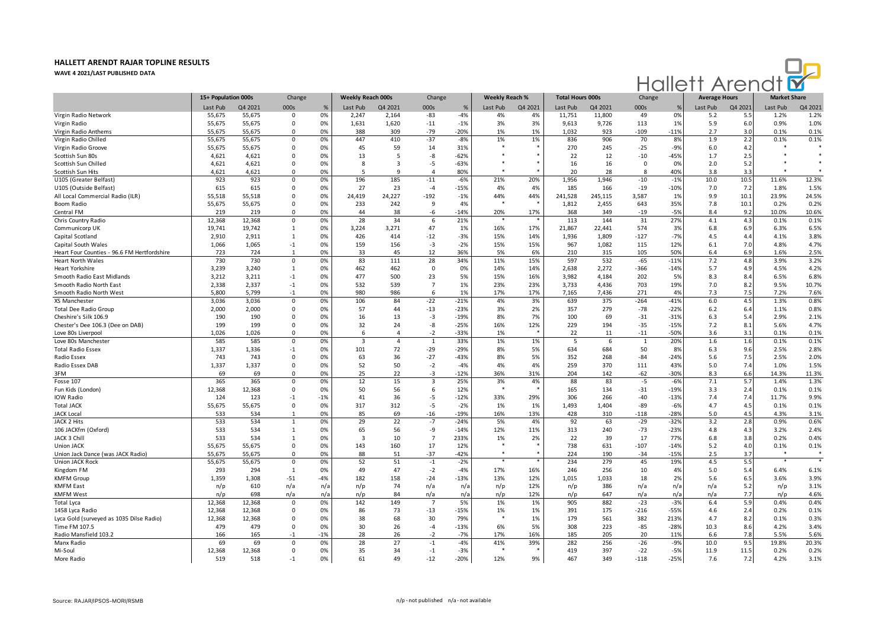# HALLETT ARENDT RAJAR TOPLINE RESULTS

**WAVE 4 2021/LAST PUBLISHED DATA**

| | 15+ Population 000s | | Change | | Weekly Reach 000s | | Change | | Weekly Reach % | | Total Hours 000s | | Change | | Average Hours | | Market Share | |
|---|---|---|---|---|---|---|---|---|---|---|---|---|---|---|---|---|---|---|
| | Last Pub | Q4 2021 | 000s | % | Last Pub | Q4 2021 | 000s | % | Last Pub | Q4 2021 | Last Pub | Q4 2021 | 000s | % | Last Pub | Q4 2021 | Last Pub | Q4 2021 |
| Virgin Radio Network | 55,675 | 55,675 | 0 | 0% | 2,247 | 2,164 | -83 | -4% | 4% | 4% | 11,751 | 11,800 | 49 | 0% | 5.2 | 5.5 | 1.2% | 1.2% |
| Virgin Radio | 55,675 | 55,675 | 0 | 0% | 1,631 | 1,620 | -11 | -1% | 3% | 3% | 9,613 | 9,726 | 113 | 1% | 5.9 | 6.0 | 0.9% | 1.0% |
| Virgin Radio Anthems | 55,675 | 55,675 | 0 | 0% | 388 | 309 | -79 | -20% | 1% | 1% | 1,032 | 923 | -109 | -11% | 2.7 | 3.0 | 0.1% | 0.1% |
| Virgin Radio Chilled | 55,675 | 55,675 | 0 | 0% | 447 | 410 | -37 | -8% | 1% | 1% | 836 | 906 | 70 | 8% | 1.9 | 2.2 | 0.1% | 0.1% |
| Virgin Radio Groove | 55,675 | 55,675 | 0 | 0% | 45 | 59 | 14 | 31% | * | * | 270 | 245 | -25 | -9% | 6.0 | 4.2 | * | * |
| Scottish Sun 80s | 4,621 | 4,621 | 0 | 0% | 13 | 5 | -8 | -62% | * | * | 22 | 12 | -10 | -45% | 1.7 | 2.5 | * | * |
| Scottish Sun Chilled | 4,621 | 4,621 | 0 | 0% | 8 | 3 | -5 | -63% | * | * | 16 | 16 | 0 | 0% | 2.0 | 5.2 | * | * |
| Scottish Sun Hits | 4,621 | 4,621 | 0 | 0% | 5 | 9 | 4 | 80% | * | * | 20 | 28 | 8 | 40% | 3.8 | 3.3 | * | * |
| U105 (Greater Belfast) | 923 | 923 | 0 | 0% | 196 | 185 | -11 | -6% | 21% | 20% | 1,956 | 1,946 | -10 | -1% | 10.0 | 10.5 | 11.6% | 12.3% |
| U105 (Outside Belfast) | 615 | 615 | 0 | 0% | 27 | 23 | -4 | -15% | 4% | 4% | 185 | 166 | -19 | -10% | 7.0 | 7.2 | 1.8% | 1.5% |
| All Local Commercial Radio (ILR) | 55,518 | 55,518 | 0 | 0% | 24,419 | 24,227 | -192 | -1% | 44% | 44% | 241,528 | 245,115 | 3,587 | 1% | 9.9 | 10.1 | 23.9% | 24.5% |
| Boom Radio | 55,675 | 55,675 | 0 | 0% | 233 | 242 | 9 | 4% | * | * | 1,812 | 2,455 | 643 | 35% | 7.8 | 10.1 | 0.2% | 0.2% |
| Central FM | 219 | 219 | 0 | 0% | 44 | 38 | -6 | -14% | 20% | 17% | 368 | 349 | -19 | -5% | 8.4 | 9.2 | 10.0% | 10.6% |
| Chris Country Radio | 12,368 | 12,368 | 0 | 0% | 28 | 34 | 6 | 21% | * | * | 113 | 144 | 31 | 27% | 4.1 | 4.3 | 0.1% | 0.1% |
| Communicorp UK | 19,741 | 19,742 | 1 | 0% | 3,224 | 3,271 | 47 | 1% | 16% | 17% | 21,867 | 22,441 | 574 | 3% | 6.8 | 6.9 | 6.3% | 6.5% |
| Capital Scotland | 2,910 | 2,911 | 1 | 0% | 426 | 414 | -12 | -3% | 15% | 14% | 1,936 | 1,809 | -127 | -7% | 4.5 | 4.4 | 4.1% | 3.8% |
| Capital South Wales | 1,066 | 1,065 | -1 | 0% | 159 | 156 | -3 | -2% | 15% | 15% | 967 | 1,082 | 115 | 12% | 6.1 | 7.0 | 4.8% | 4.7% |
| Heart Four Counties - 96.6 FM Hertfordshire | 723 | 724 | 1 | 0% | 33 | 45 | 12 | 36% | 5% | 6% | 210 | 315 | 105 | 50% | 6.4 | 6.9 | 1.6% | 2.5% |
| Heart North Wales | 730 | 730 | 0 | 0% | 83 | 111 | 28 | 34% | 11% | 15% | 597 | 532 | -65 | -11% | 7.2 | 4.8 | 3.9% | 3.2% |
| Heart Yorkshire | 3,239 | 3,240 | 1 | 0% | 462 | 462 | 0 | 0% | 14% | 14% | 2,638 | 2,272 | -366 | -14% | 5.7 | 4.9 | 4.5% | 4.2% |
| Smooth Radio East Midlands | 3,212 | 3,211 | -1 | 0% | 477 | 500 | 23 | 5% | 15% | 16% | 3,982 | 4,184 | 202 | 5% | 8.3 | 8.4 | 6.5% | 6.8% |
| Smooth Radio North East | 2,338 | 2,337 | -1 | 0% | 532 | 539 | 7 | 1% | 23% | 23% | 3,733 | 4,436 | 703 | 19% | 7.0 | 8.2 | 9.5% | 10.7% |
| Smooth Radio North West | 5,800 | 5,799 | -1 | 0% | 980 | 986 | 6 | 1% | 17% | 17% | 7,165 | 7,436 | 271 | 4% | 7.3 | 7.5 | 7.2% | 7.6% |
| XS Manchester | 3,036 | 3,036 | 0 | 0% | 106 | 84 | -22 | -21% | 4% | 3% | 639 | 375 | -264 | -41% | 6.0 | 4.5 | 1.3% | 0.8% |
| Total Dee Radio Group | 2,000 | 2,000 | 0 | 0% | 57 | 44 | -13 | -23% | 3% | 2% | 357 | 279 | -78 | -22% | 6.2 | 6.4 | 1.1% | 0.8% |
| Cheshire's Silk 106.9 | 190 | 190 | 0 | 0% | 16 | 13 | -3 | -19% | 8% | 7% | 100 | 69 | -31 | -31% | 6.3 | 5.4 | 2.9% | 2.1% |
| Chester's Dee 106.3 (Dee on DAB) | 199 | 199 | 0 | 0% | 32 | 24 | -8 | -25% | 16% | 12% | 229 | 194 | -35 | -15% | 7.2 | 8.1 | 5.6% | 4.7% |
| Love 80s Liverpool | 1,026 | 1,026 | 0 | 0% | 6 | 4 | -2 | -33% | 1% | * | 22 | 11 | -11 | -50% | 3.6 | 3.1 | 0.1% | 0.1% |
| Love 80s Manchester | 585 | 585 | 0 | 0% | 3 | 4 | 1 | 33% | 1% | 1% | 5 | 6 | 1 | 20% | 1.6 | 1.6 | 0.1% | 0.1% |
| Total Radio Essex | 1,337 | 1,336 | -1 | 0% | 101 | 72 | -29 | -29% | 8% | 5% | 634 | 684 | 50 | 8% | 6.3 | 9.6 | 2.5% | 2.8% |
| Radio Essex | 743 | 743 | 0 | 0% | 63 | 36 | -27 | -43% | 8% | 5% | 352 | 268 | -84 | -24% | 5.6 | 7.5 | 2.5% | 2.0% |
| Radio Essex DAB | 1,337 | 1,337 | 0 | 0% | 52 | 50 | -2 | -4% | 4% | 4% | 259 | 370 | 111 | 43% | 5.0 | 7.4 | 1.0% | 1.5% |
| 3FM | 69 | 69 | 0 | 0% | 25 | 22 | -3 | -12% | 36% | 31% | 204 | 142 | -62 | -30% | 8.3 | 6.6 | 14.3% | 11.3% |
| Fosse 107 | 365 | 365 | 0 | 0% | 12 | 15 | 3 | 25% | 3% | 4% | 88 | 83 | -5 | -6% | 7.1 | 5.7 | 1.4% | 1.3% |
| Fun Kids (London) | 12,368 | 12,368 | 0 | 0% | 50 | 56 | 6 | 12% | * | * | 165 | 134 | -31 | -19% | 3.3 | 2.4 | 0.1% | 0.1% |
| IOW Radio | 124 | 123 | -1 | -1% | 41 | 36 | -5 | -12% | 33% | 29% | 306 | 266 | -40 | -13% | 7.4 | 7.4 | 11.7% | 9.9% |
| Total JACK | 55,675 | 55,675 | 0 | 0% | 317 | 312 | -5 | -2% | 1% | 1% | 1,493 | 1,404 | -89 | -6% | 4.7 | 4.5 | 0.1% | 0.1% |
| JACK Local | 533 | 534 | 1 | 0% | 85 | 69 | -16 | -19% | 16% | 13% | 428 | 310 | -118 | -28% | 5.0 | 4.5 | 4.3% | 3.1% |
| JACK 2 Hits | 533 | 534 | 1 | 0% | 29 | 22 | -7 | -24% | 5% | 4% | 92 | 63 | -29 | -32% | 3.2 | 2.8 | 0.9% | 0.6% |
| 106 JACKfm (Oxford) | 533 | 534 | 1 | 0% | 65 | 56 | -9 | -14% | 12% | 11% | 313 | 240 | -73 | -23% | 4.8 | 4.3 | 3.2% | 2.4% |
| JACK 3 Chill | 533 | 534 | 1 | 0% | 3 | 10 | 7 | 233% | 1% | 2% | 22 | 39 | 17 | 77% | 6.8 | 3.8 | 0.2% | 0.4% |
| Union JACK | 55,675 | 55,675 | 0 | 0% | 143 | 160 | 17 | 12% | * | * | 738 | 631 | -107 | -14% | 5.2 | 4.0 | 0.1% | 0.1% |
| Union Jack Dance (was JACK Radio) | 55,675 | 55,675 | 0 | 0% | 88 | 51 | -37 | -42% | * | * | 224 | 190 | -34 | -15% | 2.5 | 3.7 | * | * |
| Union JACK Rock | 55,675 | 55,675 | 0 | 0% | 52 | 51 | -1 | -2% | * | * | 234 | 279 | 45 | 19% | 4.5 | 5.5 | * | * |
| Kingdom FM | 293 | 294 | 1 | 0% | 49 | 47 | -2 | -4% | 17% | 16% | 246 | 256 | 10 | 4% | 5.0 | 5.4 | 6.4% | 6.1% |
| KMFM Group | 1,359 | 1,308 | -51 | -4% | 182 | 158 | -24 | -13% | 13% | 12% | 1,015 | 1,033 | 18 | 2% | 5.6 | 6.5 | 3.6% | 3.9% |
| KMFM East | n/p | 610 | n/a | n/a | n/p | 74 | n/a | n/a | n/p | 12% | n/p | 386 | n/a | n/a | n/a | 5.2 | n/p | 3.1% |
| KMFM West | n/p | 698 | n/a | n/a | n/p | 84 | n/a | n/a | n/p | 12% | n/p | 647 | n/a | n/a | n/a | 7.7 | n/p | 4.6% |
| Total Lyca | 12,368 | 12,368 | 0 | 0% | 142 | 149 | 7 | 5% | 1% | 1% | 905 | 882 | -23 | -3% | 6.4 | 5.9 | 0.4% | 0.4% |
| 1458 Lyca Radio | 12,368 | 12,368 | 0 | 0% | 86 | 73 | -13 | -15% | 1% | 1% | 391 | 175 | -216 | -55% | 4.6 | 2.4 | 0.2% | 0.1% |
| Lyca Gold (surveyed as 1035 Dilse Radio) | 12,368 | 12,368 | 0 | 0% | 38 | 68 | 30 | 79% | * | 1% | 179 | 561 | 382 | 213% | 4.7 | 8.2 | 0.1% | 0.3% |
| Time FM 107.5 | 479 | 479 | 0 | 0% | 30 | 26 | -4 | -13% | 6% | 5% | 308 | 223 | -85 | -28% | 10.3 | 8.6 | 4.2% | 3.4% |
| Radio Mansfield 103.2 | 166 | 165 | -1 | -1% | 28 | 26 | -2 | -7% | 17% | 16% | 185 | 205 | 20 | 11% | 6.6 | 7.8 | 5.5% | 5.6% |
| Manx Radio | 69 | 69 | 0 | 0% | 28 | 27 | -1 | -4% | 41% | 39% | 282 | 256 | -26 | -9% | 10.0 | 9.5 | 19.8% | 20.3% |
| Mi-Soul | 12,368 | 12,368 | 0 | 0% | 35 | 34 | -1 | -3% | * | * | 419 | 397 | -22 | -5% | 11.9 | 11.5 | 0.2% | 0.2% |
| More Radio | 519 | 518 | -1 | 0% | 61 | 49 | -12 | -20% | 12% | 9% | 467 | 349 | -118 | -25% | 7.6 | 7.2 | 4.2% | 3.1% |

Source: RAJAR/IPSOS-MORI/RSMB

n/p - not published n/a - not available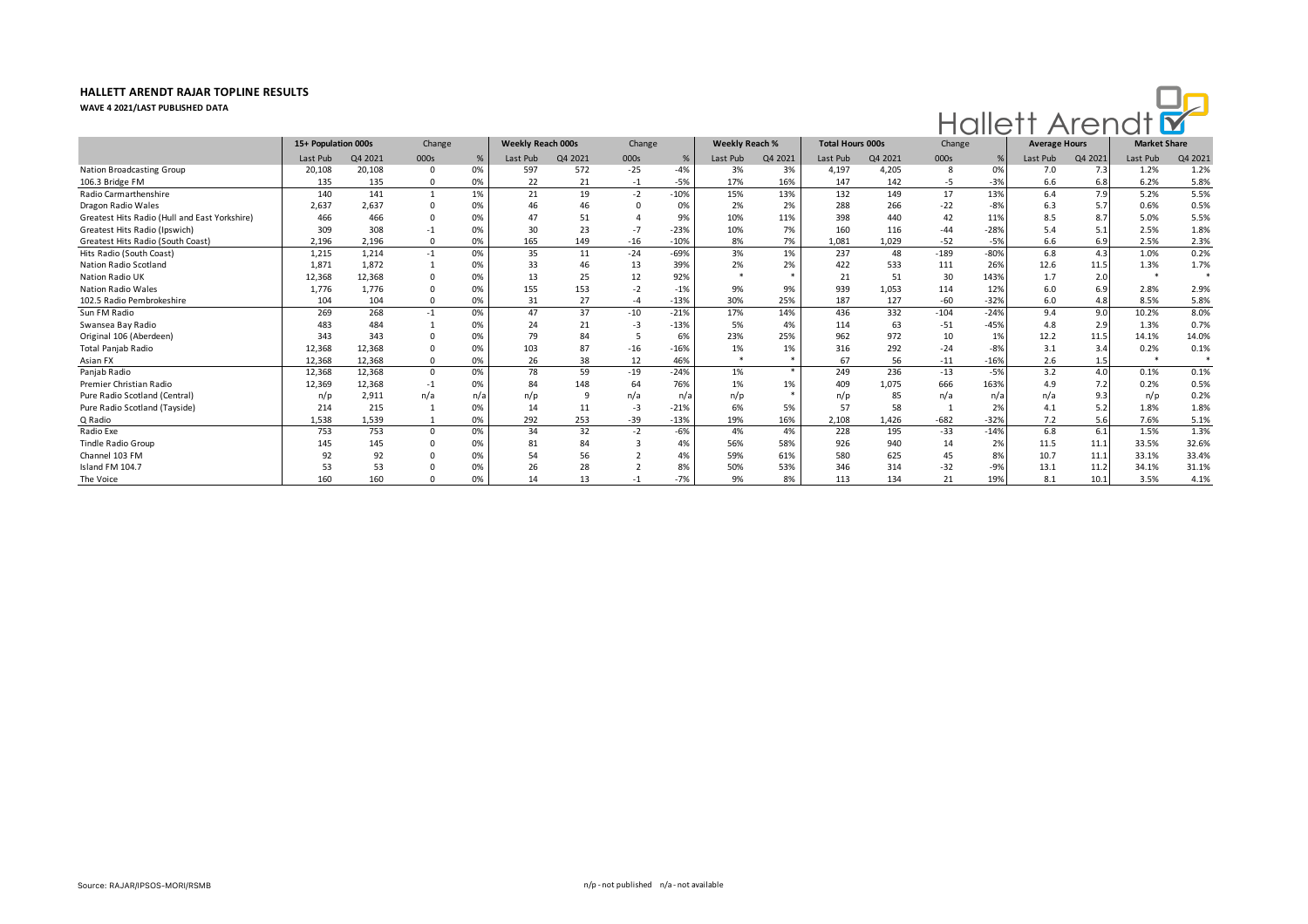# HALLETT ARENDT RAJAR TOPLINE RESULTS

**WAVE 4 2021/LAST PUBLISHED DATA**

| | 15+ Population 000s | | Change | | Weekly Reach 000s | | Change | | Weekly Reach % | | Total Hours 000s | | Change | | Average Hours | | Market Share | |
|---|---|---|---|---|---|---|---|---|---|---|---|---|---|---|---|---|---|---|
| | Last Pub | Q4 2021 | 000s | % | Last Pub | Q4 2021 | 000s | % | Last Pub | Q4 2021 | Last Pub | Q4 2021 | 000s | % | Last Pub | Q4 2021 | Last Pub | Q4 2021 |
| Nation Broadcasting Group | 20,108 | 20,108 | 0 | 0% | 597 | 572 | -25 | -4% | 3% | 3% | 4,197 | 4,205 | 8 | 0% | 7.0 | 7.3 | 1.2% | 1.2% |
| 106.3 Bridge FM | 135 | 135 | 0 | 0% | 22 | 21 | -1 | -5% | 17% | 16% | 147 | 142 | -5 | -3% | 6.6 | 6.8 | 6.2% | 5.8% |
| Radio Carmarthenshire | 140 | 141 | 1 | 1% | 21 | 19 | -2 | -10% | 15% | 13% | 132 | 149 | 17 | 13% | 6.4 | 7.9 | 5.2% | 5.5% |
| Dragon Radio Wales | 2,637 | 2,637 | 0 | 0% | 46 | 46 | 0 | 0% | 2% | 2% | 288 | 266 | -22 | -8% | 6.3 | 5.7 | 0.6% | 0.5% |
| Greatest Hits Radio (Hull and East Yorkshire) | 466 | 466 | 0 | 0% | 47 | 51 | 4 | 9% | 10% | 11% | 398 | 440 | 42 | 11% | 8.5 | 8.7 | 5.0% | 5.5% |
| Greatest Hits Radio (Ipswich) | 309 | 308 | -1 | 0% | 30 | 23 | -7 | -23% | 10% | 7% | 160 | 116 | -44 | -28% | 5.4 | 5.1 | 2.5% | 1.8% |
| Greatest Hits Radio (South Coast) | 2,196 | 2,196 | 0 | 0% | 165 | 149 | -16 | -10% | 8% | 7% | 1,081 | 1,029 | -52 | -5% | 6.6 | 6.9 | 2.5% | 2.3% |
| Hits Radio (South Coast) | 1,215 | 1,214 | -1 | 0% | 35 | 11 | -24 | -69% | 3% | 1% | 237 | 48 | -189 | -80% | 6.8 | 4.3 | 1.0% | 0.2% |
| Nation Radio Scotland | 1,871 | 1,872 | 1 | 0% | 33 | 46 | 13 | 39% | 2% | 2% | 422 | 533 | 111 | 26% | 12.6 | 11.5 | 1.3% | 1.7% |
| Nation Radio UK | 12,368 | 12,368 | 0 | 0% | 13 | 25 | 12 | 92% | * | * | 21 | 51 | 30 | 143% | 1.7 | 2.0 | * | * |
| Nation Radio Wales | 1,776 | 1,776 | 0 | 0% | 155 | 153 | -2 | -1% | 9% | 9% | 939 | 1,053 | 114 | 12% | 6.0 | 6.9 | 2.8% | 2.9% |
| 102.5 Radio Pembrokeshire | 104 | 104 | 0 | 0% | 31 | 27 | -4 | -13% | 30% | 25% | 187 | 127 | -60 | -32% | 6.0 | 4.8 | 8.5% | 5.8% |
| Sun FM Radio | 269 | 268 | -1 | 0% | 47 | 37 | -10 | -21% | 17% | 14% | 436 | 332 | -104 | -24% | 9.4 | 9.0 | 10.2% | 8.0% |
| Swansea Bay Radio | 483 | 484 | 1 | 0% | 24 | 21 | -3 | -13% | 5% | 4% | 114 | 63 | -51 | -45% | 4.8 | 2.9 | 1.3% | 0.7% |
| Original 106 (Aberdeen) | 343 | 343 | 0 | 0% | 79 | 84 | 5 | 6% | 23% | 25% | 962 | 972 | 10 | 1% | 12.2 | 11.5 | 14.1% | 14.0% |
| Total Panjab Radio | 12,368 | 12,368 | 0 | 0% | 103 | 87 | -16 | -16% | 1% | 1% | 316 | 292 | -24 | -8% | 3.1 | 3.4 | 0.2% | 0.1% |
| Asian FX | 12,368 | 12,368 | 0 | 0% | 26 | 38 | 12 | 46% | * | * | 67 | 56 | -11 | -16% | 2.6 | 1.5 | * | * |
| Panjab Radio | 12,368 | 12,368 | 0 | 0% | 78 | 59 | -19 | -24% | 1% | * | 249 | 236 | -13 | -5% | 3.2 | 4.0 | 0.1% | 0.1% |
| Premier Christian Radio | 12,369 | 12,368 | -1 | 0% | 84 | 148 | 64 | 76% | 1% | 1% | 409 | 1,075 | 666 | 163% | 4.9 | 7.2 | 0.2% | 0.5% |
| Pure Radio Scotland (Central) | n/p | 2,911 | n/a | n/a | n/p | 9 | n/a | n/a | n/p | * | n/p | 85 | n/a | n/a | n/a | 9.3 | n/p | 0.2% |
| Pure Radio Scotland (Tayside) | 214 | 215 | 1 | 0% | 14 | 11 | -3 | -21% | 6% | 5% | 57 | 58 | 1 | 2% | 4.1 | 5.2 | 1.8% | 1.8% |
| Q Radio | 1,538 | 1,539 | 1 | 0% | 292 | 253 | -39 | -13% | 19% | 16% | 2,108 | 1,426 | -682 | -32% | 7.2 | 5.6 | 7.6% | 5.1% |
| Radio Exe | 753 | 753 | 0 | 0% | 34 | 32 | -2 | -6% | 4% | 4% | 228 | 195 | -33 | -14% | 6.8 | 6.1 | 1.5% | 1.3% |
| Tindle Radio Group | 145 | 145 | 0 | 0% | 81 | 84 | 3 | 4% | 56% | 58% | 926 | 940 | 14 | 2% | 11.5 | 11.1 | 33.5% | 32.6% |
| Channel 103 FM | 92 | 92 | 0 | 0% | 54 | 56 | 2 | 4% | 59% | 61% | 580 | 625 | 45 | 8% | 10.7 | 11.1 | 33.1% | 33.4% |
| Island FM 104.7 | 53 | 53 | 0 | 0% | 26 | 28 | 2 | 8% | 50% | 53% | 346 | 314 | -32 | -9% | 13.1 | 11.2 | 34.1% | 31.1% |
| The Voice | 160 | 160 | 0 | 0% | 14 | 13 | -1 | -7% | 9% | 8% | 113 | 134 | 21 | 19% | 8.1 | 10.1 | 3.5% | 4.1% |

Source: RAJAR/IPSOS-MORI/RSMB

n/p - not published n/a - not available